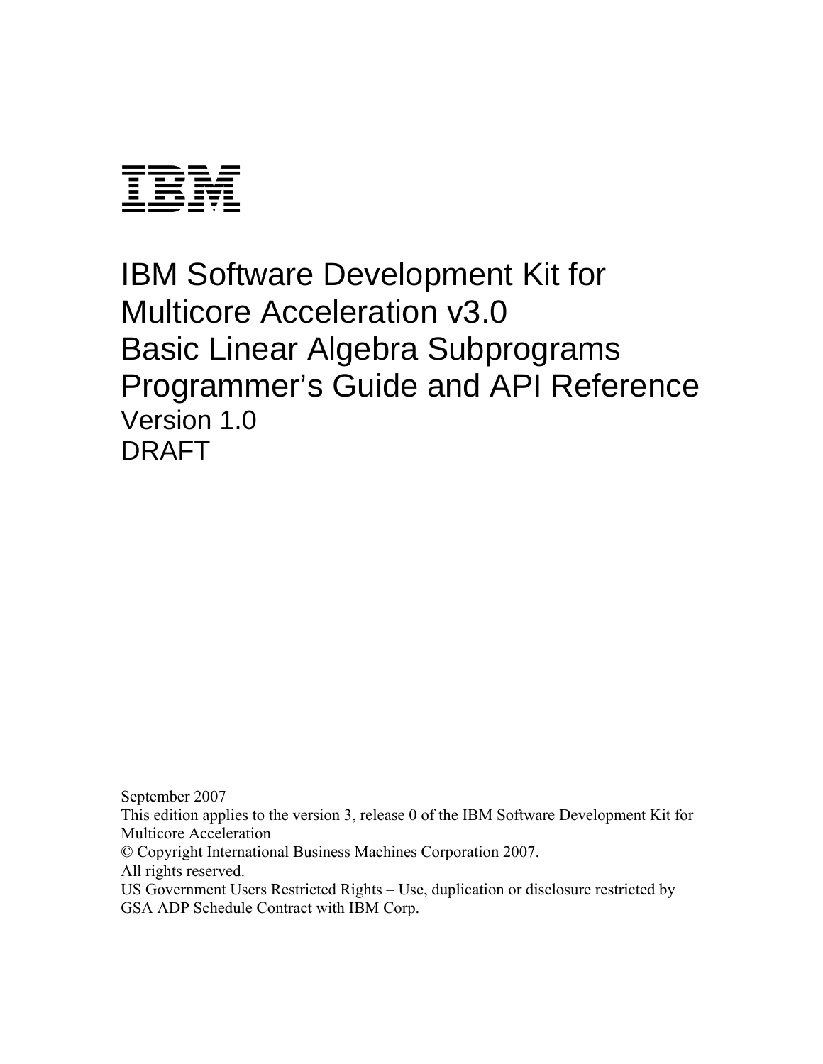IBM

# IBM Software Development Kit for Multicore Acceleration v3.0 Basic Linear Algebra Subprograms Programmer's Guide and API Reference

Version 1.0

DRAFT

September 2007

This edition applies to the version 3, release 0 of the IBM Software Development Kit for Multicore Acceleration

© Copyright International Business Machines Corporation 2007.

All rights reserved.

US Government Users Restricted Rights – Use, duplication or disclosure restricted by GSA ADP Schedule Contract with IBM Corp.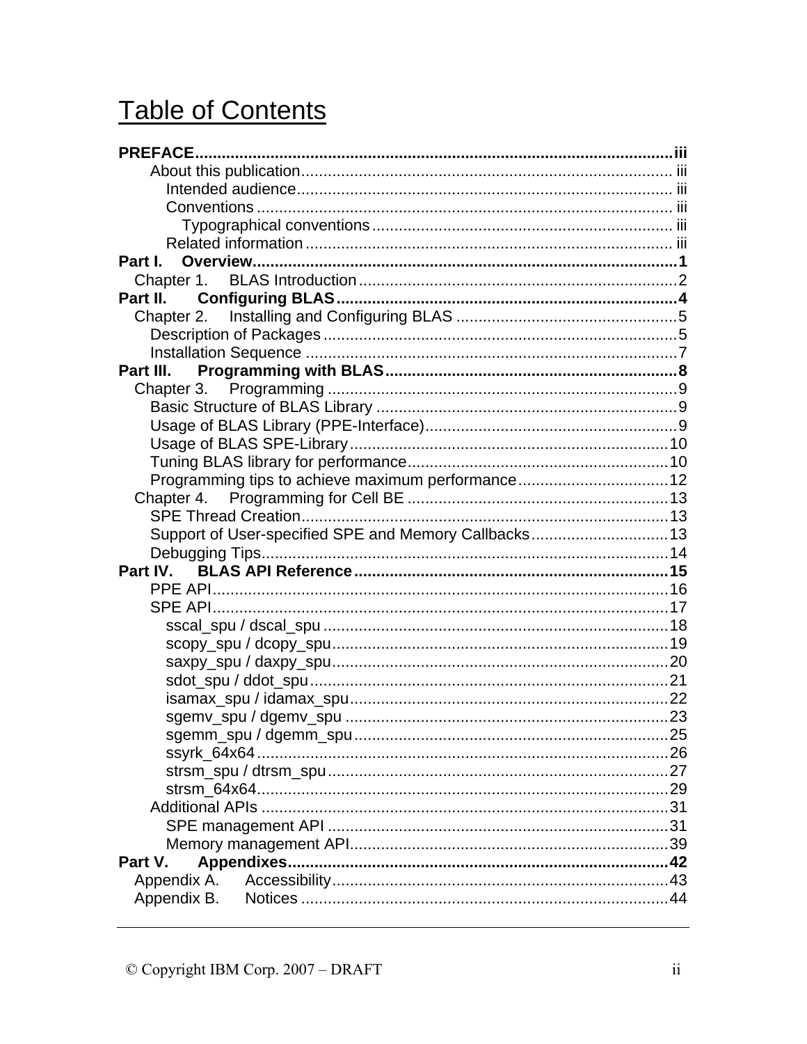# Table of Contents

**PREFACE** ... **iii**
- About this publication ... iii
  - Intended audience ... iii
  - Conventions ... iii
    - Typographical conventions ... iii
  - Related information ... iii

**Part I. Overview** ... **1**
- Chapter 1. BLAS Introduction ... 2

**Part II. Configuring BLAS** ... **4**
- Chapter 2. Installing and Configuring BLAS ... 5
  - Description of Packages ... 5
  - Installation Sequence ... 7

**Part III. Programming with BLAS** ... **8**
- Chapter 3. Programming ... 9
  - Basic Structure of BLAS Library ... 9
  - Usage of BLAS Library (PPE-Interface) ... 9
  - Usage of BLAS SPE-Library ... 10
  - Tuning BLAS library for performance ... 10
  - Programming tips to achieve maximum performance ... 12
- Chapter 4. Programming for Cell BE ... 13
  - SPE Thread Creation ... 13
  - Support of User-specified SPE and Memory Callbacks ... 13
  - Debugging Tips ... 14

**Part IV. BLAS API Reference** ... **15**
- PPE API ... 16
- SPE API ... 17
  - sscal_spu / dscal_spu ... 18
  - scopy_spu / dcopy_spu ... 19
  - saxpy_spu / daxpy_spu ... 20
  - sdot_spu / ddot_spu ... 21
  - isamax_spu / idamax_spu ... 22
  - sgemv_spu / dgemv_spu ... 23
  - sgemm_spu / dgemm_spu ... 25
  - ssyrk_64x64 ... 26
  - strsm_spu / dtrsm_spu ... 27
  - strsm_64x64 ... 29
- Additional APIs ... 31
  - SPE management API ... 31
  - Memory management API ... 39

**Part V. Appendixes** ... **42**
- Appendix A. Accessibility ... 43
- Appendix B. Notices ... 44

© Copyright IBM Corp. 2007 – DRAFT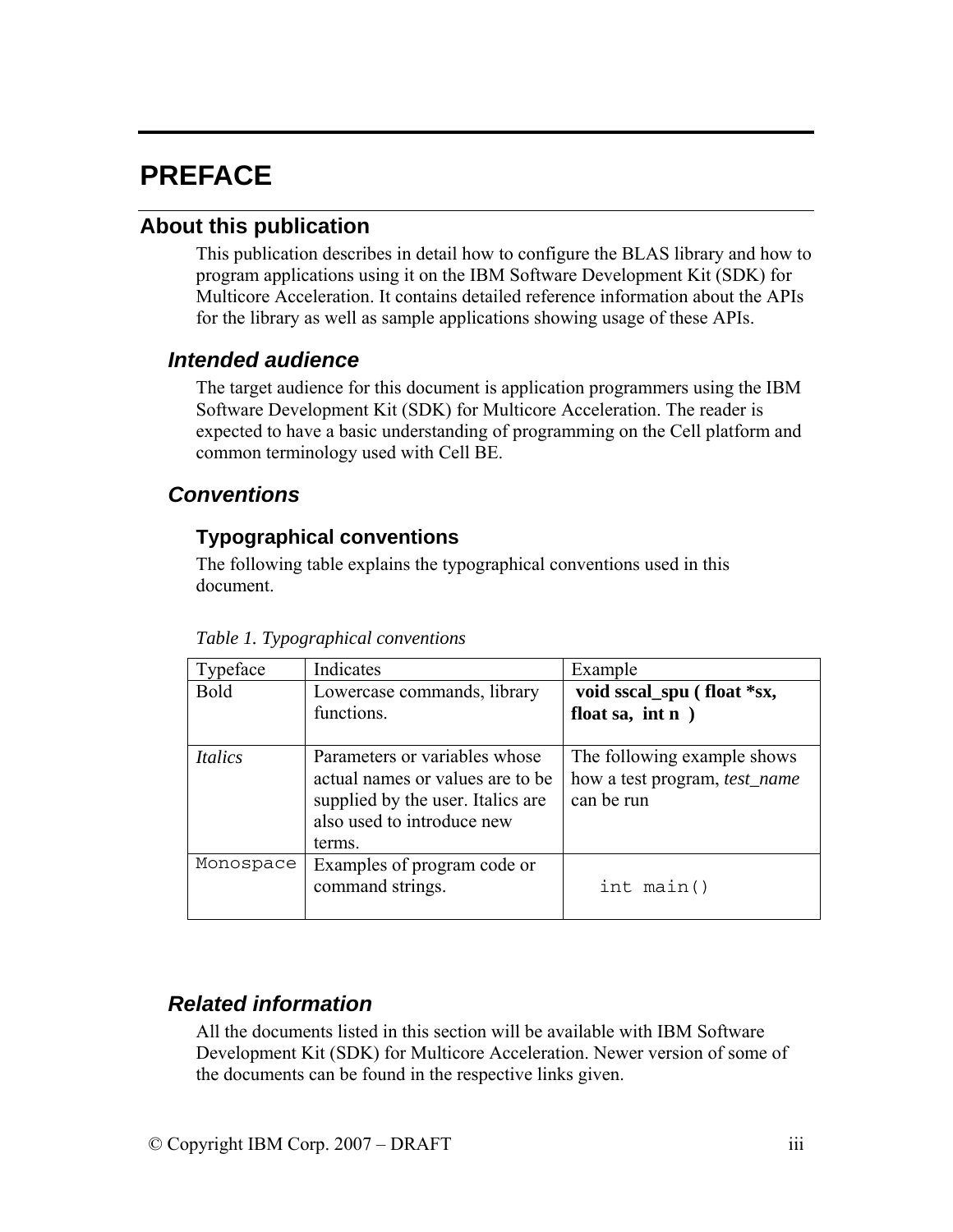# PREFACE

## About this publication

This publication describes in detail how to configure the BLAS library and how to program applications using it on the IBM Software Development Kit (SDK) for Multicore Acceleration. It contains detailed reference information about the APIs for the library as well as sample applications showing usage of these APIs.

### *Intended audience*

The target audience for this document is application programmers using the IBM Software Development Kit (SDK) for Multicore Acceleration. The reader is expected to have a basic understanding of programming on the Cell platform and common terminology used with Cell BE.

### *Conventions*

#### Typographical conventions

The following table explains the typographical conventions used in this document.

*Table 1. Typographical conventions*

| Typeface | Indicates | Example |
|---|---|---|
| Bold | Lowercase commands, library functions. | **void sscal_spu ( float *sx, float sa, int n )** |
| *Italics* | Parameters or variables whose actual names or values are to be supplied by the user. Italics are also used to introduce new terms. | The following example shows how a test program, *test_name* can be run |
| `Monospace` | Examples of program code or command strings. | `int main()` |

### *Related information*

All the documents listed in this section will be available with IBM Software Development Kit (SDK) for Multicore Acceleration. Newer version of some of the documents can be found in the respective links given.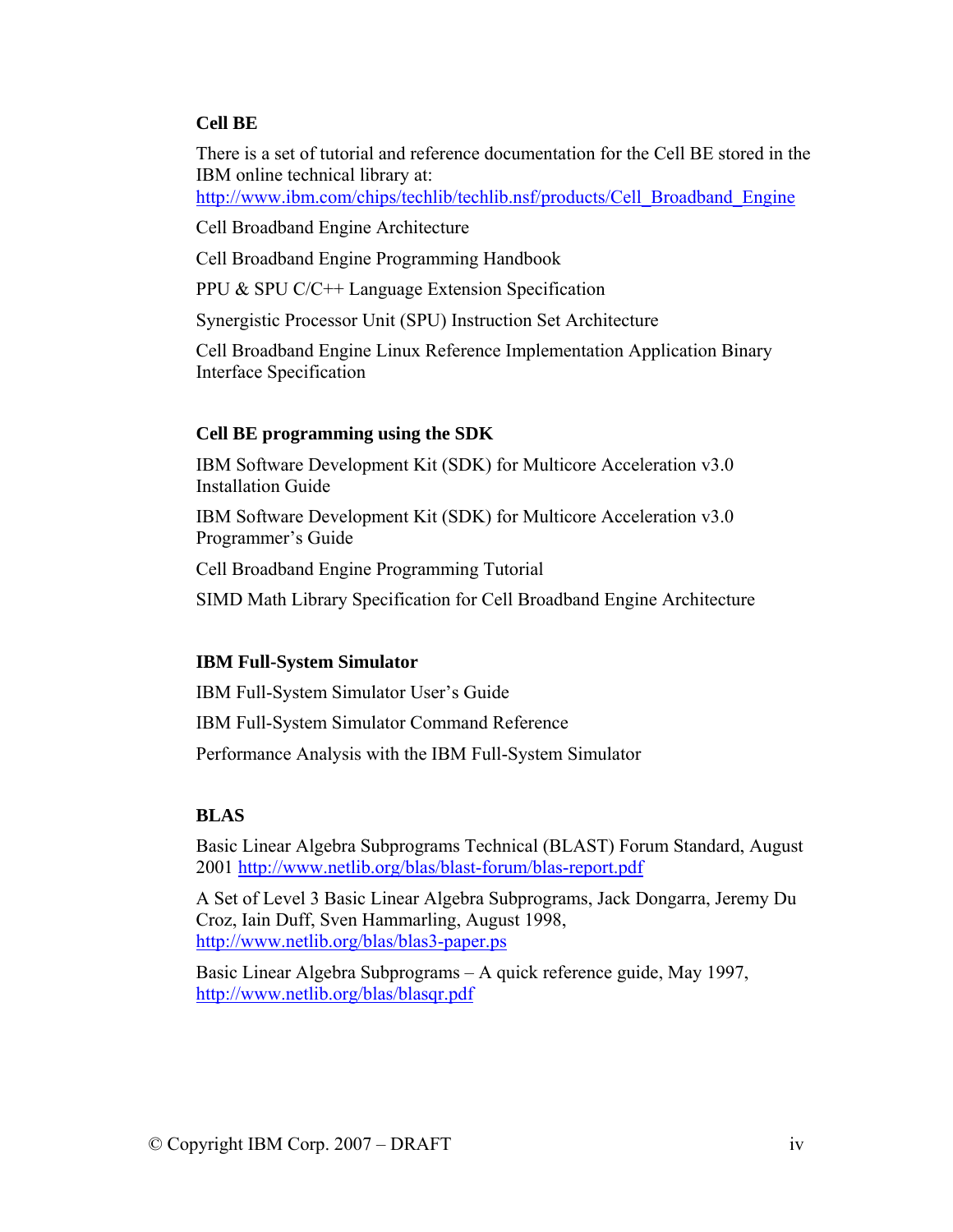### Cell BE

There is a set of tutorial and reference documentation for the Cell BE stored in the IBM online technical library at:
http://www.ibm.com/chips/techlib/techlib.nsf/products/Cell_Broadband_Engine

Cell Broadband Engine Architecture

Cell Broadband Engine Programming Handbook

PPU & SPU C/C++ Language Extension Specification

Synergistic Processor Unit (SPU) Instruction Set Architecture

Cell Broadband Engine Linux Reference Implementation Application Binary Interface Specification

### Cell BE programming using the SDK

IBM Software Development Kit (SDK) for Multicore Acceleration v3.0 Installation Guide

IBM Software Development Kit (SDK) for Multicore Acceleration v3.0 Programmer's Guide

Cell Broadband Engine Programming Tutorial

SIMD Math Library Specification for Cell Broadband Engine Architecture

### IBM Full-System Simulator

IBM Full-System Simulator User's Guide

IBM Full-System Simulator Command Reference

Performance Analysis with the IBM Full-System Simulator

### BLAS

Basic Linear Algebra Subprograms Technical (BLAST) Forum Standard, August 2001 http://www.netlib.org/blas/blast-forum/blas-report.pdf

A Set of Level 3 Basic Linear Algebra Subprograms, Jack Dongarra, Jeremy Du Croz, Iain Duff, Sven Hammarling, August 1998, http://www.netlib.org/blas/blas3-paper.ps

Basic Linear Algebra Subprograms – A quick reference guide, May 1997, http://www.netlib.org/blas/blasqr.pdf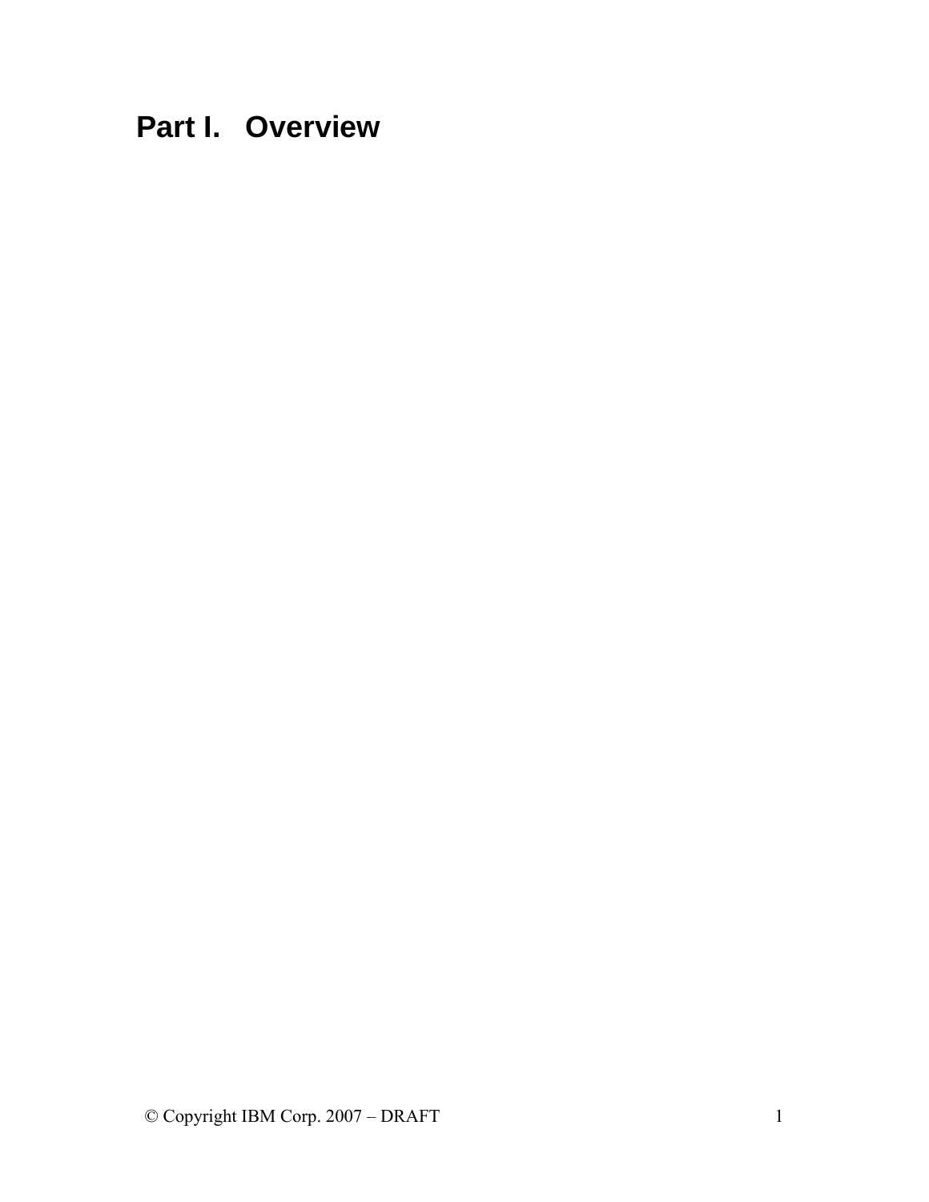# Part I. Overview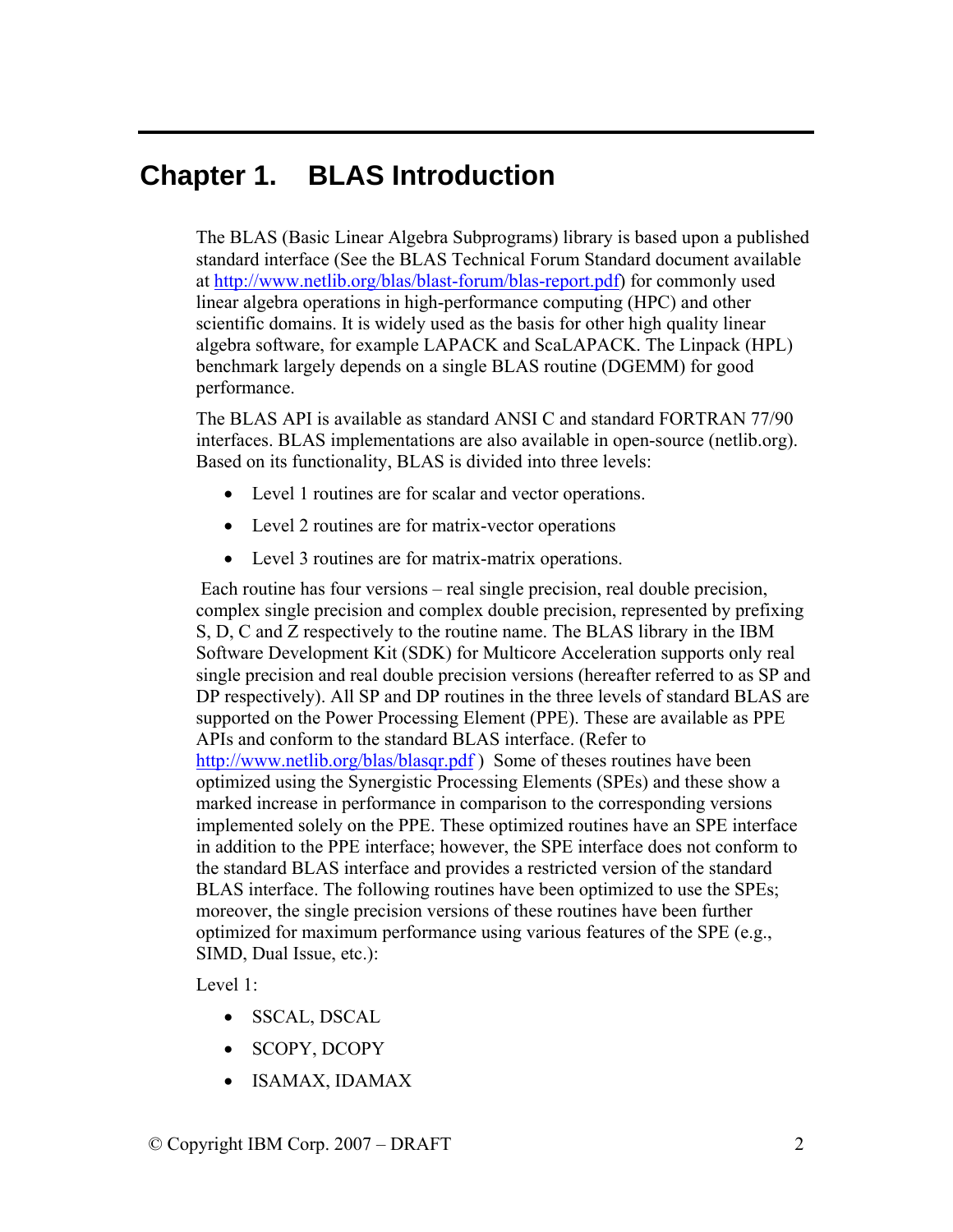# Chapter 1. BLAS Introduction

The BLAS (Basic Linear Algebra Subprograms) library is based upon a published standard interface (See the BLAS Technical Forum Standard document available at http://www.netlib.org/blas/blast-forum/blas-report.pdf) for commonly used linear algebra operations in high-performance computing (HPC) and other scientific domains. It is widely used as the basis for other high quality linear algebra software, for example LAPACK and ScaLAPACK. The Linpack (HPL) benchmark largely depends on a single BLAS routine (DGEMM) for good performance.

The BLAS API is available as standard ANSI C and standard FORTRAN 77/90 interfaces. BLAS implementations are also available in open-source (netlib.org). Based on its functionality, BLAS is divided into three levels:

- Level 1 routines are for scalar and vector operations.
- Level 2 routines are for matrix-vector operations
- Level 3 routines are for matrix-matrix operations.

Each routine has four versions – real single precision, real double precision, complex single precision and complex double precision, represented by prefixing S, D, C and Z respectively to the routine name. The BLAS library in the IBM Software Development Kit (SDK) for Multicore Acceleration supports only real single precision and real double precision versions (hereafter referred to as SP and DP respectively). All SP and DP routines in the three levels of standard BLAS are supported on the Power Processing Element (PPE). These are available as PPE APIs and conform to the standard BLAS interface. (Refer to http://www.netlib.org/blas/blasqr.pdf ) Some of theses routines have been optimized using the Synergistic Processing Elements (SPEs) and these show a marked increase in performance in comparison to the corresponding versions implemented solely on the PPE. These optimized routines have an SPE interface in addition to the PPE interface; however, the SPE interface does not conform to the standard BLAS interface and provides a restricted version of the standard BLAS interface. The following routines have been optimized to use the SPEs; moreover, the single precision versions of these routines have been further optimized for maximum performance using various features of the SPE (e.g., SIMD, Dual Issue, etc.):

Level 1:

- SSCAL, DSCAL
- SCOPY, DCOPY
- ISAMAX, IDAMAX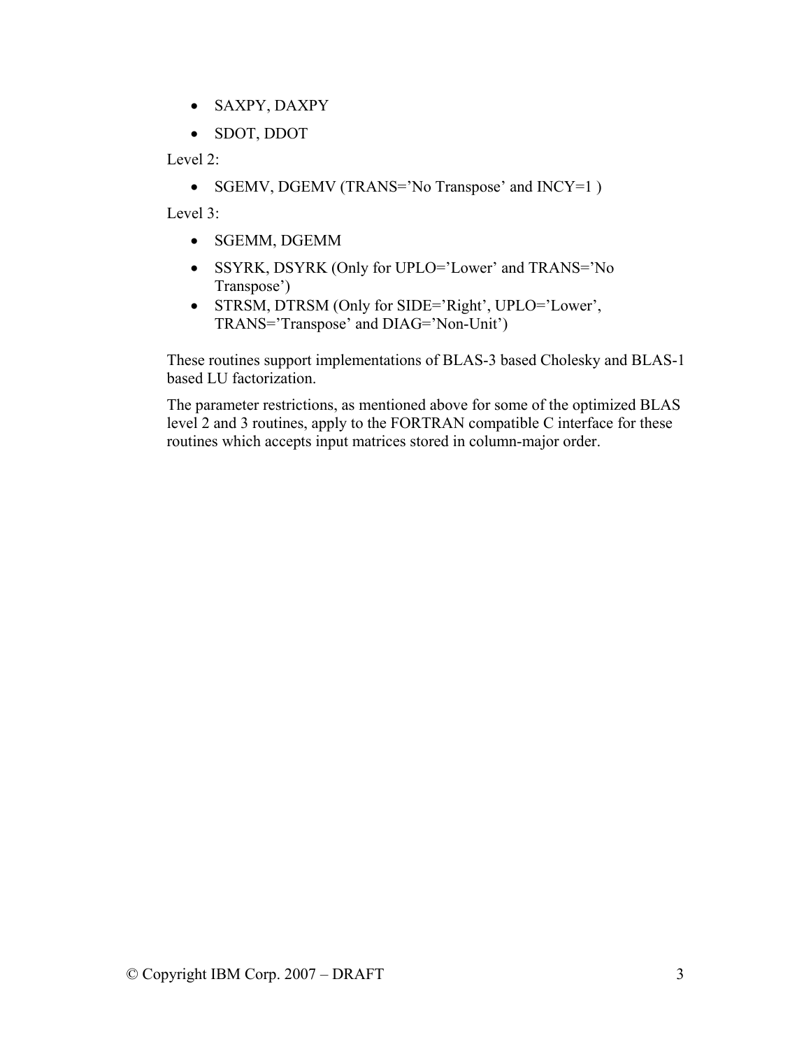- SAXPY, DAXPY
- SDOT, DDOT

Level 2:

- SGEMV, DGEMV (TRANS='No Transpose' and INCY=1 )

Level 3:

- SGEMM, DGEMM
- SSYRK, DSYRK (Only for UPLO='Lower' and TRANS='No Transpose')
- STRSM, DTRSM (Only for SIDE='Right', UPLO='Lower', TRANS='Transpose' and DIAG='Non-Unit')

These routines support implementations of BLAS-3 based Cholesky and BLAS-1 based LU factorization.

The parameter restrictions, as mentioned above for some of the optimized BLAS level 2 and 3 routines, apply to the FORTRAN compatible C interface for these routines which accepts input matrices stored in column-major order.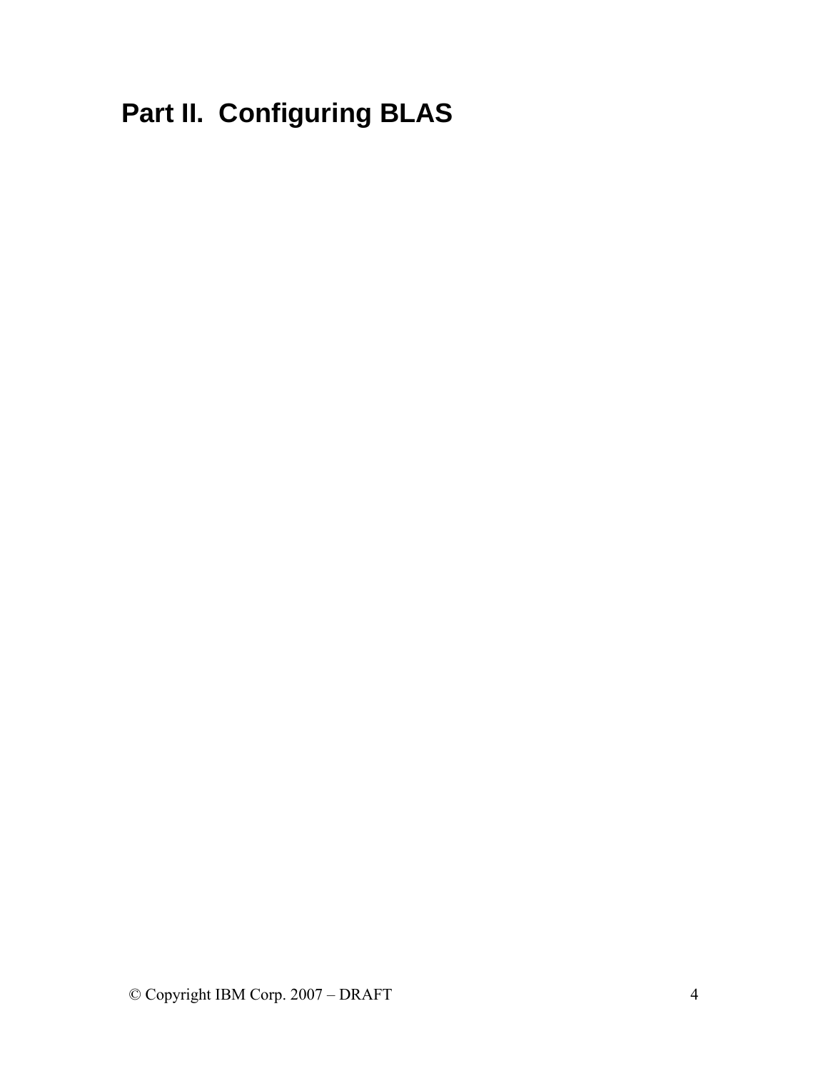# Part II. Configuring BLAS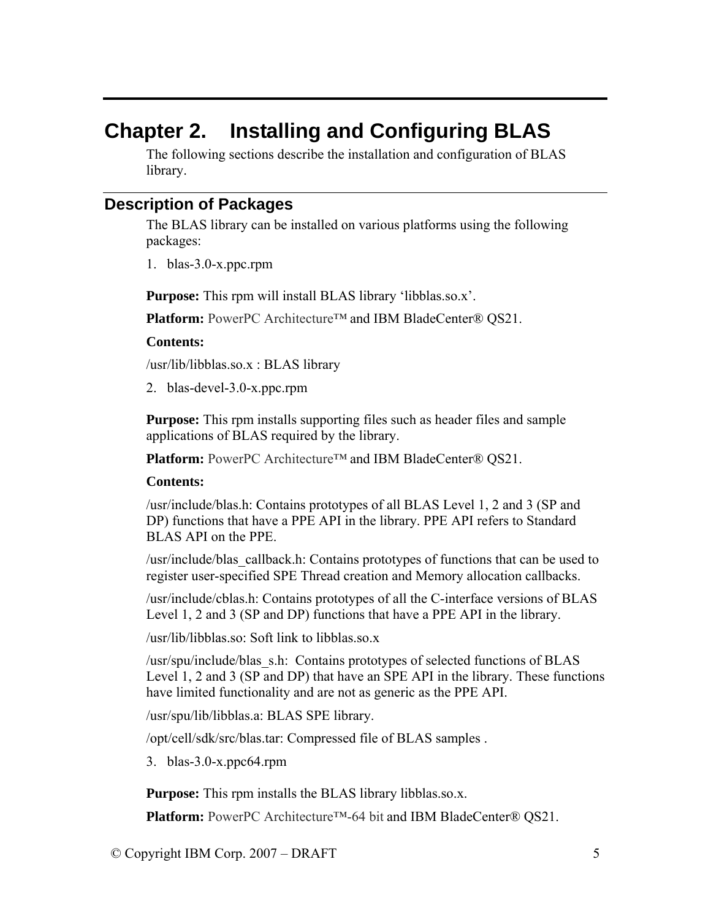# Chapter 2. Installing and Configuring BLAS

The following sections describe the installation and configuration of BLAS library.

## Description of Packages

The BLAS library can be installed on various platforms using the following packages:

1. blas-3.0-x.ppc.rpm

**Purpose:** This rpm will install BLAS library 'libblas.so.x'.

**Platform:** PowerPC Architecture™ and IBM BladeCenter® QS21.

**Contents:**

/usr/lib/libblas.so.x : BLAS library

2. blas-devel-3.0-x.ppc.rpm

**Purpose:** This rpm installs supporting files such as header files and sample applications of BLAS required by the library.

**Platform:** PowerPC Architecture™ and IBM BladeCenter® QS21.

**Contents:**

/usr/include/blas.h: Contains prototypes of all BLAS Level 1, 2 and 3 (SP and DP) functions that have a PPE API in the library. PPE API refers to Standard BLAS API on the PPE.

/usr/include/blas_callback.h: Contains prototypes of functions that can be used to register user-specified SPE Thread creation and Memory allocation callbacks.

/usr/include/cblas.h: Contains prototypes of all the C-interface versions of BLAS Level 1, 2 and 3 (SP and DP) functions that have a PPE API in the library.

/usr/lib/libblas.so: Soft link to libblas.so.x

/usr/spu/include/blas_s.h: Contains prototypes of selected functions of BLAS Level 1, 2 and 3 (SP and DP) that have an SPE API in the library. These functions have limited functionality and are not as generic as the PPE API.

/usr/spu/lib/libblas.a: BLAS SPE library.

/opt/cell/sdk/src/blas.tar: Compressed file of BLAS samples .

3. blas-3.0-x.ppc64.rpm

**Purpose:** This rpm installs the BLAS library libblas.so.x.

**Platform:** PowerPC Architecture™-64 bit and IBM BladeCenter® QS21.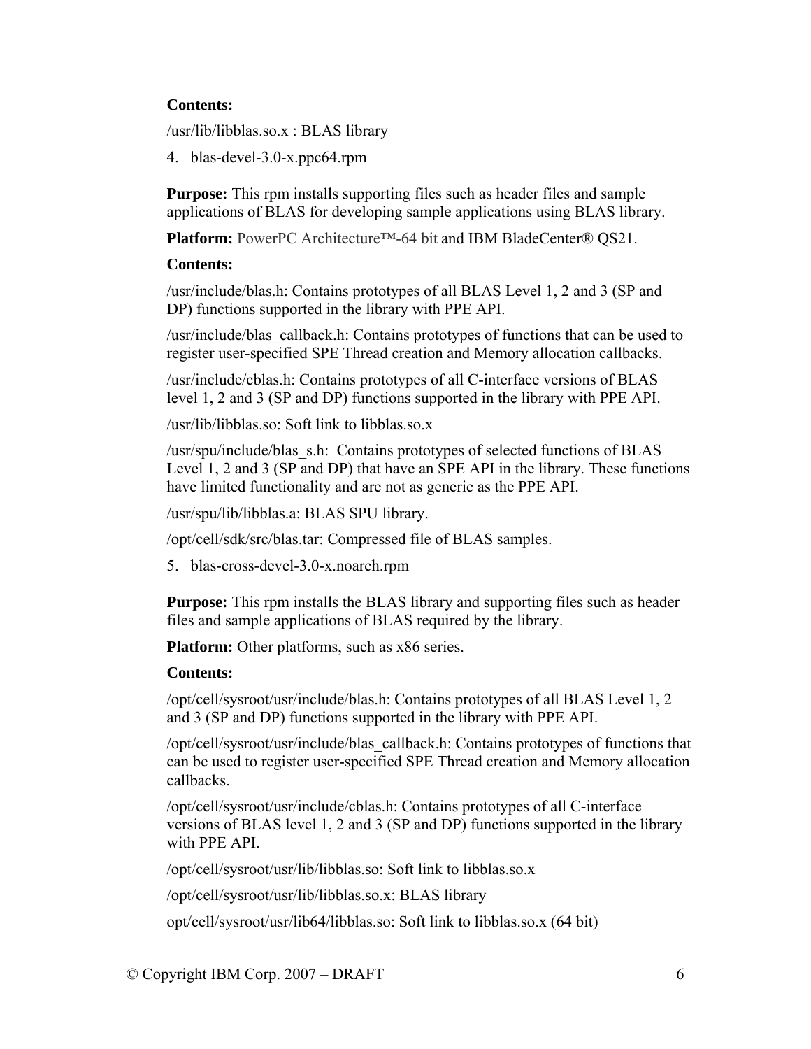**Contents:**

/usr/lib/libblas.so.x : BLAS library

4. blas-devel-3.0-x.ppc64.rpm

**Purpose:** This rpm installs supporting files such as header files and sample applications of BLAS for developing sample applications using BLAS library.

**Platform:** PowerPC Architecture™-64 bit and IBM BladeCenter® QS21.

**Contents:**

/usr/include/blas.h: Contains prototypes of all BLAS Level 1, 2 and 3 (SP and DP) functions supported in the library with PPE API.

/usr/include/blas_callback.h: Contains prototypes of functions that can be used to register user-specified SPE Thread creation and Memory allocation callbacks.

/usr/include/cblas.h: Contains prototypes of all C-interface versions of BLAS level 1, 2 and 3 (SP and DP) functions supported in the library with PPE API.

/usr/lib/libblas.so: Soft link to libblas.so.x

/usr/spu/include/blas_s.h: Contains prototypes of selected functions of BLAS Level 1, 2 and 3 (SP and DP) that have an SPE API in the library. These functions have limited functionality and are not as generic as the PPE API.

/usr/spu/lib/libblas.a: BLAS SPU library.

/opt/cell/sdk/src/blas.tar: Compressed file of BLAS samples.

5. blas-cross-devel-3.0-x.noarch.rpm

**Purpose:** This rpm installs the BLAS library and supporting files such as header files and sample applications of BLAS required by the library.

**Platform:** Other platforms, such as x86 series.

**Contents:**

/opt/cell/sysroot/usr/include/blas.h: Contains prototypes of all BLAS Level 1, 2 and 3 (SP and DP) functions supported in the library with PPE API.

/opt/cell/sysroot/usr/include/blas_callback.h: Contains prototypes of functions that can be used to register user-specified SPE Thread creation and Memory allocation callbacks.

/opt/cell/sysroot/usr/include/cblas.h: Contains prototypes of all C-interface versions of BLAS level 1, 2 and 3 (SP and DP) functions supported in the library with PPE API.

/opt/cell/sysroot/usr/lib/libblas.so: Soft link to libblas.so.x

/opt/cell/sysroot/usr/lib/libblas.so.x: BLAS library

opt/cell/sysroot/usr/lib64/libblas.so: Soft link to libblas.so.x (64 bit)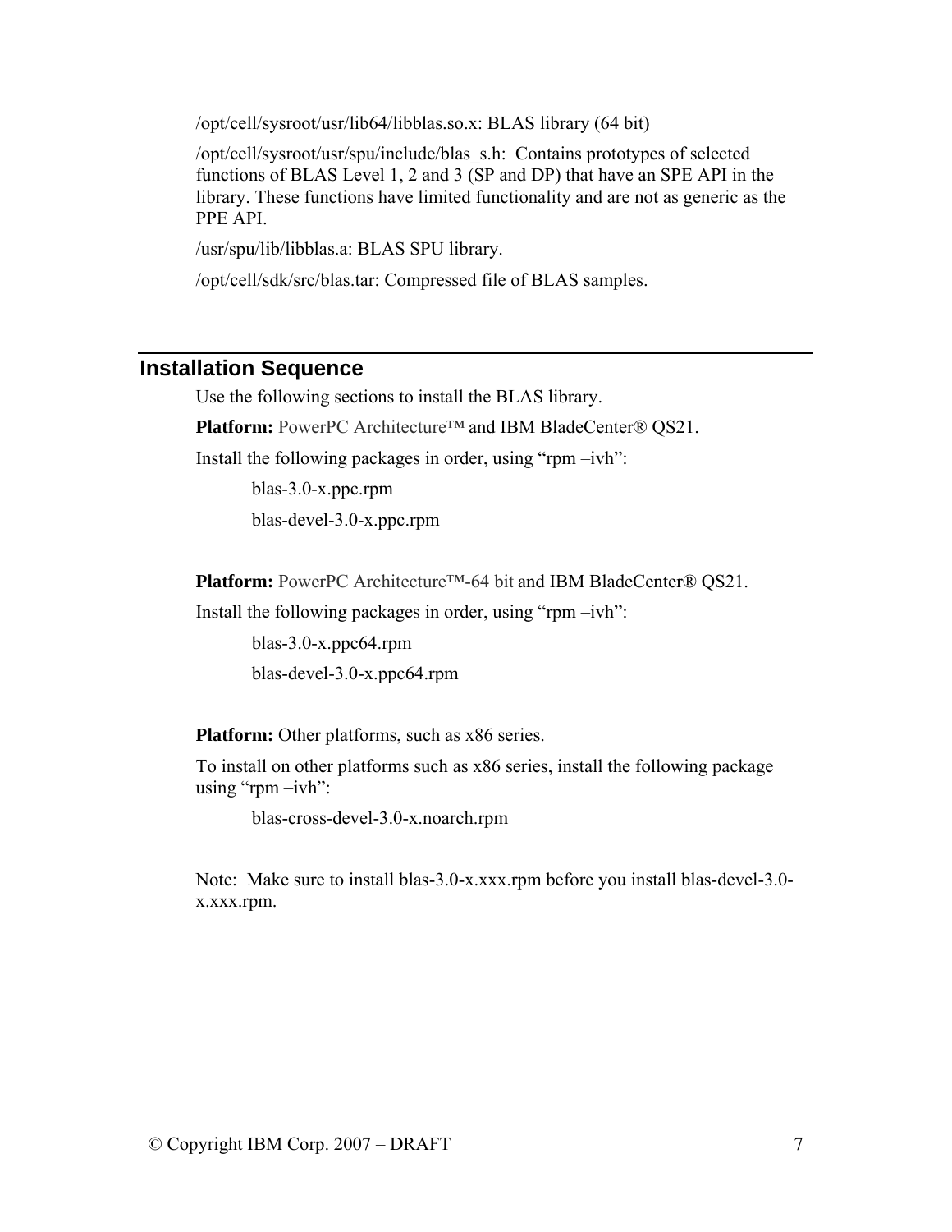/opt/cell/sysroot/usr/lib64/libblas.so.x: BLAS library (64 bit)

/opt/cell/sysroot/usr/spu/include/blas_s.h: Contains prototypes of selected functions of BLAS Level 1, 2 and 3 (SP and DP) that have an SPE API in the library. These functions have limited functionality and are not as generic as the PPE API.

/usr/spu/lib/libblas.a: BLAS SPU library.

/opt/cell/sdk/src/blas.tar: Compressed file of BLAS samples.

## Installation Sequence

Use the following sections to install the BLAS library.

**Platform:** PowerPC Architecture™ and IBM BladeCenter® QS21.

Install the following packages in order, using "rpm –ivh":

blas-3.0-x.ppc.rpm

blas-devel-3.0-x.ppc.rpm

**Platform:** PowerPC Architecture™-64 bit and IBM BladeCenter® QS21.

Install the following packages in order, using "rpm –ivh":

blas-3.0-x.ppc64.rpm

blas-devel-3.0-x.ppc64.rpm

**Platform:** Other platforms, such as x86 series.

To install on other platforms such as x86 series, install the following package using "rpm –ivh":

blas-cross-devel-3.0-x.noarch.rpm

Note: Make sure to install blas-3.0-x.xxx.rpm before you install blas-devel-3.0-x.xxx.rpm.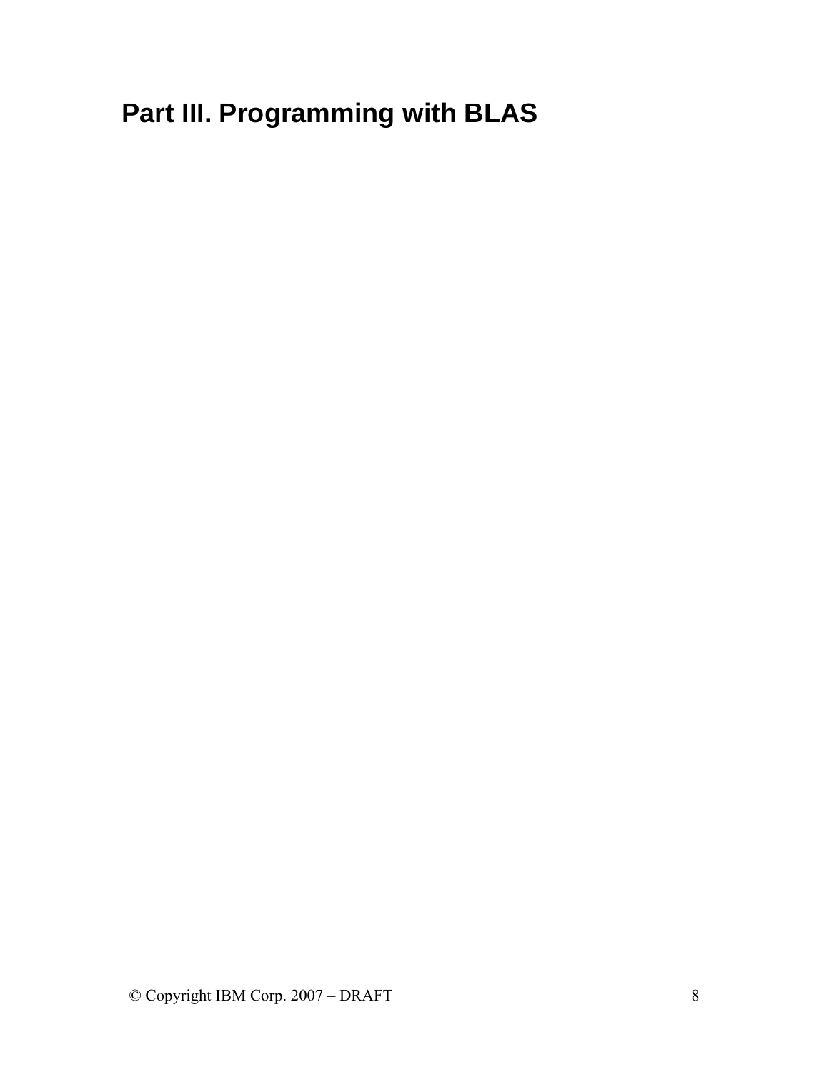# Part III. Programming with BLAS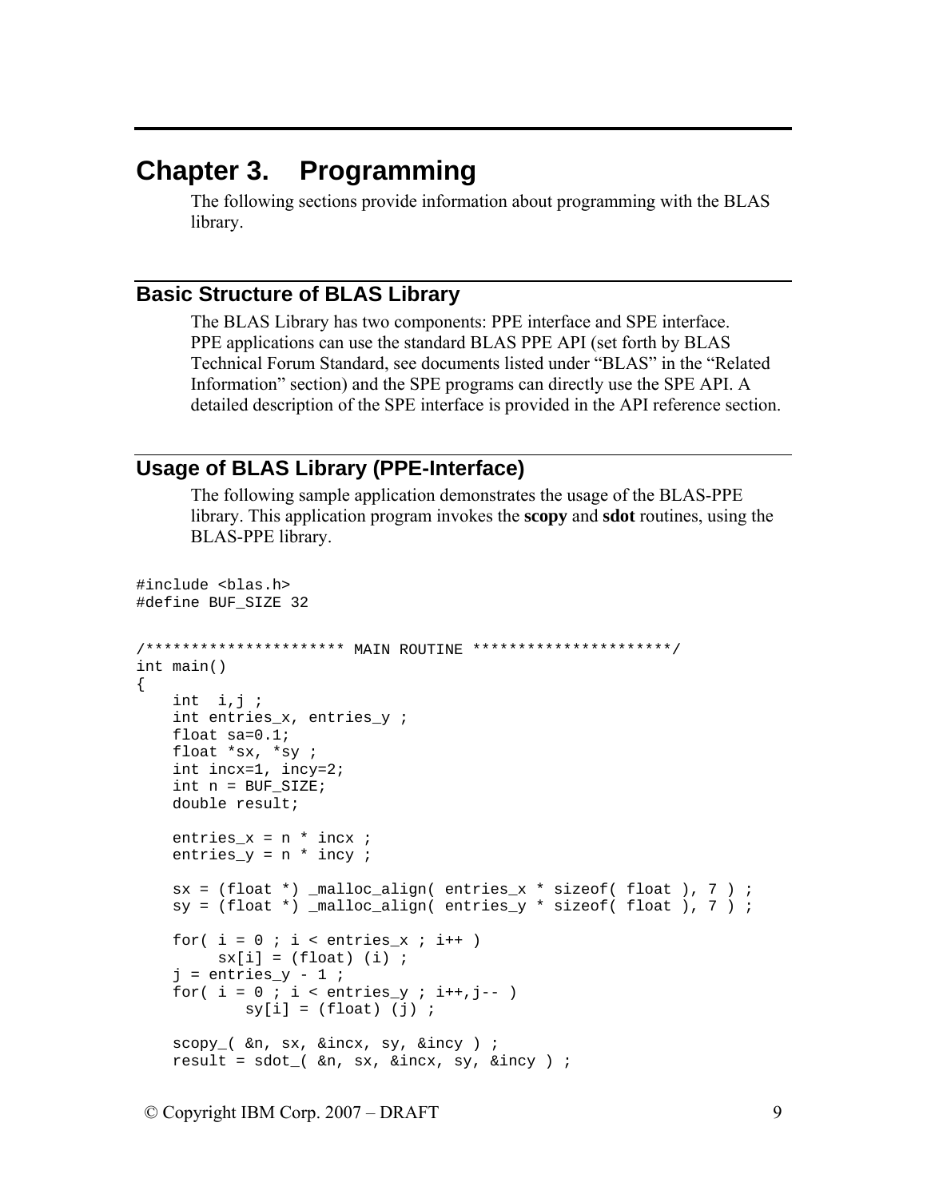# Chapter 3. Programming

The following sections provide information about programming with the BLAS library.

## Basic Structure of BLAS Library

The BLAS Library has two components: PPE interface and SPE interface. PPE applications can use the standard BLAS PPE API (set forth by BLAS Technical Forum Standard, see documents listed under "BLAS" in the "Related Information" section) and the SPE programs can directly use the SPE API. A detailed description of the SPE interface is provided in the API reference section.

## Usage of BLAS Library (PPE-Interface)

The following sample application demonstrates the usage of the BLAS-PPE library. This application program invokes the **scopy** and **sdot** routines, using the BLAS-PPE library.

```
#include <blas.h>
#define BUF_SIZE 32

/********************** MAIN ROUTINE **********************/
int main()
{
    int  i,j ;
    int entries_x, entries_y ;
    float sa=0.1;
    float *sx, *sy ;
    int incx=1, incy=2;
    int n = BUF_SIZE;
    double result;

    entries_x = n * incx ;
    entries_y = n * incy ;

    sx = (float *) _malloc_align( entries_x * sizeof( float ), 7 ) ;
    sy = (float *) _malloc_align( entries_y * sizeof( float ), 7 ) ;

    for( i = 0 ; i < entries_x ; i++ )
         sx[i] = (float) (i) ;
    j = entries_y - 1 ;
    for( i = 0 ; i < entries_y ; i++,j-- )
            sy[i] = (float) (j) ;

    scopy_( &n, sx, &incx, sy, &incy ) ;
    result = sdot_( &n, sx, &incx, sy, &incy ) ;
```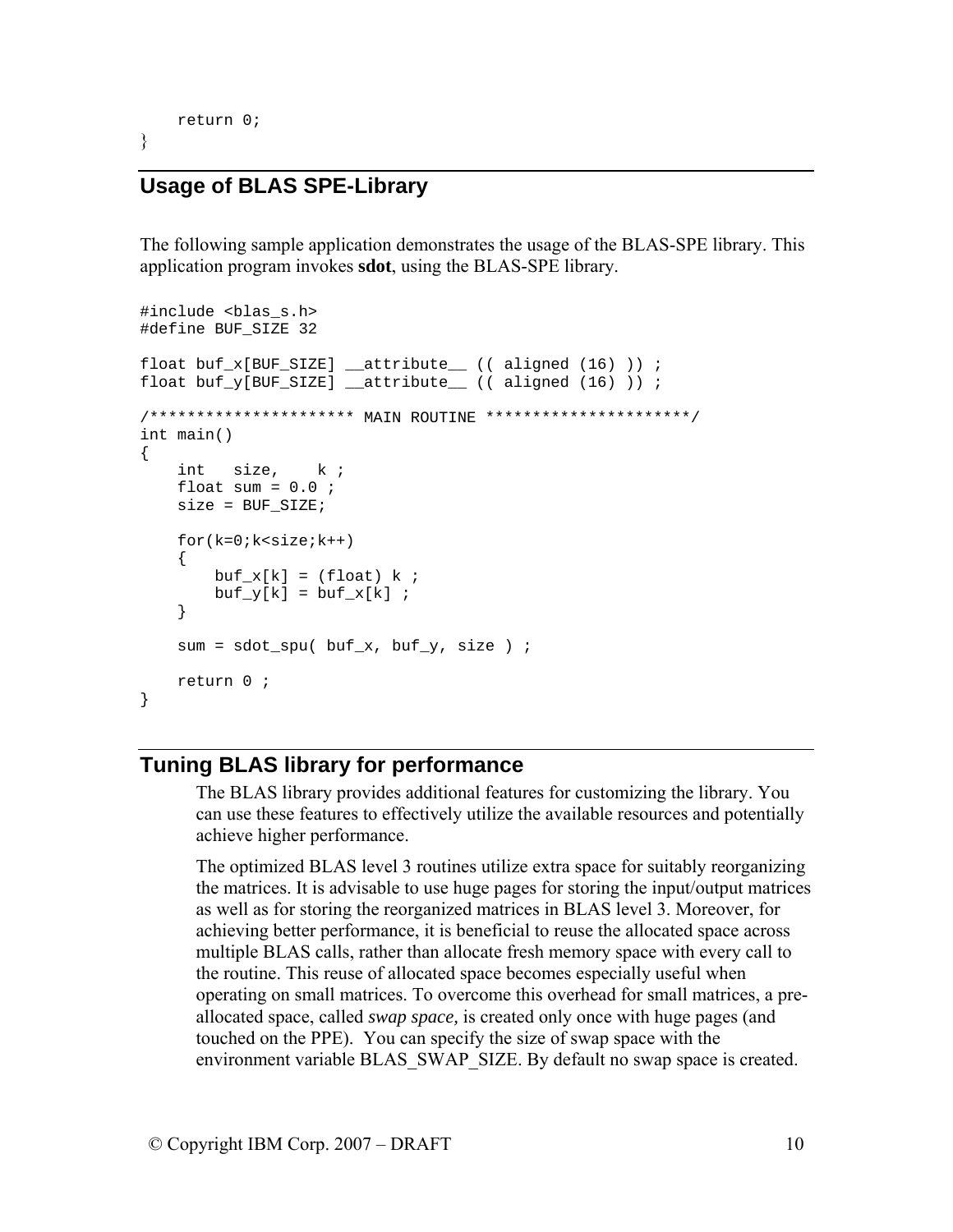```
    return 0;
}
```

## Usage of BLAS SPE-Library

The following sample application demonstrates the usage of the BLAS-SPE library. This application program invokes **sdot**, using the BLAS-SPE library.

```
#include <blas_s.h>
#define BUF_SIZE 32

float buf_x[BUF_SIZE] __attribute__ (( aligned (16) )) ;
float buf_y[BUF_SIZE] __attribute__ (( aligned (16) )) ;

/********************** MAIN ROUTINE **********************/
int main()
{
    int   size,    k ;
    float sum = 0.0 ;
    size = BUF_SIZE;

    for(k=0;k<size;k++)
    {
        buf_x[k] = (float) k ;
        buf_y[k] = buf_x[k] ;
    }

    sum = sdot_spu( buf_x, buf_y, size ) ;

    return 0 ;
}
```

## Tuning BLAS library for performance

The BLAS library provides additional features for customizing the library. You can use these features to effectively utilize the available resources and potentially achieve higher performance.

The optimized BLAS level 3 routines utilize extra space for suitably reorganizing the matrices. It is advisable to use huge pages for storing the input/output matrices as well as for storing the reorganized matrices in BLAS level 3. Moreover, for achieving better performance, it is beneficial to reuse the allocated space across multiple BLAS calls, rather than allocate fresh memory space with every call to the routine. This reuse of allocated space becomes especially useful when operating on small matrices. To overcome this overhead for small matrices, a pre-allocated space, called *swap space,* is created only once with huge pages (and touched on the PPE). You can specify the size of swap space with the environment variable BLAS_SWAP_SIZE. By default no swap space is created.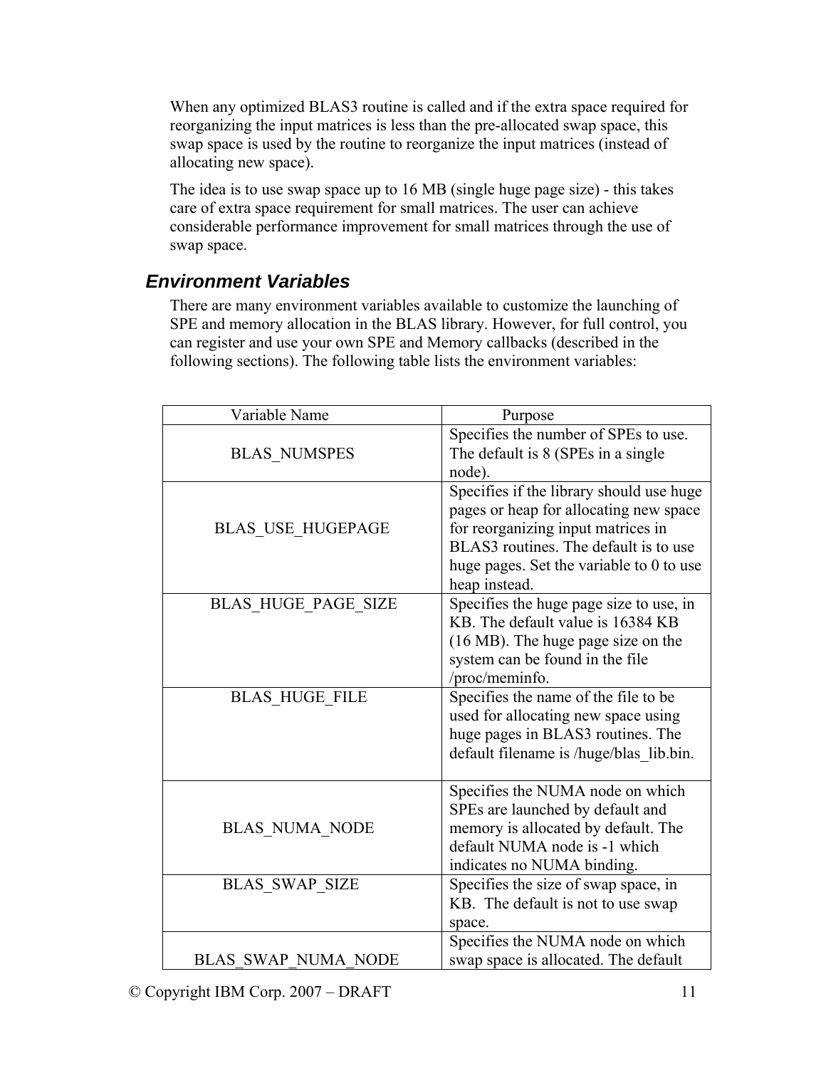When any optimized BLAS3 routine is called and if the extra space required for reorganizing the input matrices is less than the pre-allocated swap space, this swap space is used by the routine to reorganize the input matrices (instead of allocating new space).

The idea is to use swap space up to 16 MB (single huge page size) - this takes care of extra space requirement for small matrices. The user can achieve considerable performance improvement for small matrices through the use of swap space.

## Environment Variables

There are many environment variables available to customize the launching of SPE and memory allocation in the BLAS library. However, for full control, you can register and use your own SPE and Memory callbacks (described in the following sections). The following table lists the environment variables:

| Variable Name | Purpose |
|---|---|
| BLAS_NUMSPES | Specifies the number of SPEs to use. The default is 8 (SPEs in a single node). |
| BLAS_USE_HUGEPAGE | Specifies if the library should use huge pages or heap for allocating new space for reorganizing input matrices in BLAS3 routines. The default is to use huge pages. Set the variable to 0 to use heap instead. |
| BLAS_HUGE_PAGE_SIZE | Specifies the huge page size to use, in KB. The default value is 16384 KB (16 MB). The huge page size on the system can be found in the file /proc/meminfo. |
| BLAS_HUGE_FILE | Specifies the name of the file to be used for allocating new space using huge pages in BLAS3 routines. The default filename is /huge/blas_lib.bin. |
| BLAS_NUMA_NODE | Specifies the NUMA node on which SPEs are launched by default and memory is allocated by default. The default NUMA node is -1 which indicates no NUMA binding. |
| BLAS_SWAP_SIZE | Specifies the size of swap space, in KB. The default is not to use swap space. |
| BLAS_SWAP_NUMA_NODE | Specifies the NUMA node on which swap space is allocated. The default |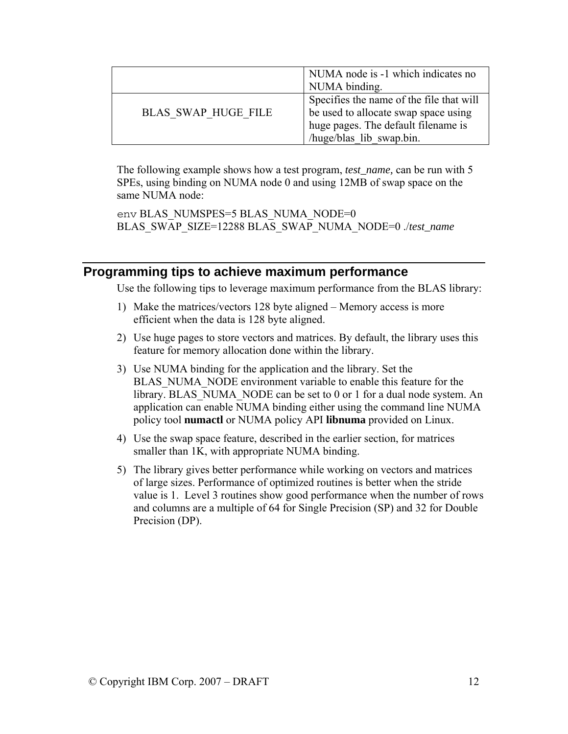|  |  |
| --- | --- |
|  | NUMA node is -1 which indicates no NUMA binding. |
| BLAS_SWAP_HUGE_FILE | Specifies the name of the file that will be used to allocate swap space using huge pages. The default filename is /huge/blas_lib_swap.bin. |

The following example shows how a test program, *test_name,* can be run with 5 SPEs, using binding on NUMA node 0 and using 12MB of swap space on the same NUMA node:

`env` BLAS_NUMSPES=5 BLAS_NUMA_NODE=0 BLAS_SWAP_SIZE=12288 BLAS_SWAP_NUMA_NODE=0 ./*test_name*

## Programming tips to achieve maximum performance

Use the following tips to leverage maximum performance from the BLAS library:

1) Make the matrices/vectors 128 byte aligned – Memory access is more efficient when the data is 128 byte aligned.
2) Use huge pages to store vectors and matrices. By default, the library uses this feature for memory allocation done within the library.
3) Use NUMA binding for the application and the library. Set the BLAS_NUMA_NODE environment variable to enable this feature for the library. BLAS_NUMA_NODE can be set to 0 or 1 for a dual node system. An application can enable NUMA binding either using the command line NUMA policy tool **numactl** or NUMA policy API **libnuma** provided on Linux.
4) Use the swap space feature, described in the earlier section, for matrices smaller than 1K, with appropriate NUMA binding.
5) The library gives better performance while working on vectors and matrices of large sizes. Performance of optimized routines is better when the stride value is 1. Level 3 routines show good performance when the number of rows and columns are a multiple of 64 for Single Precision (SP) and 32 for Double Precision (DP).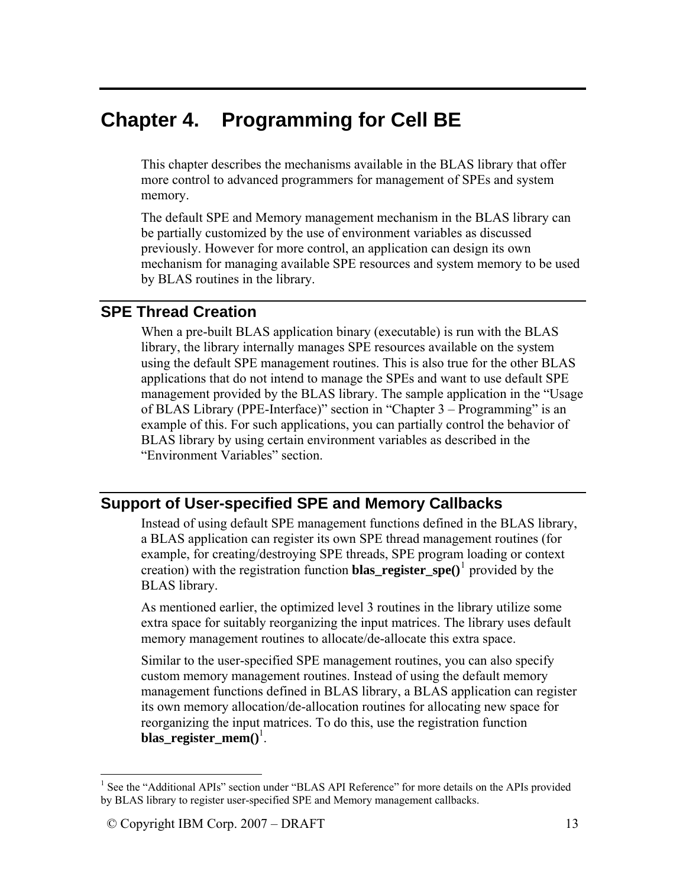# Chapter 4. Programming for Cell BE

This chapter describes the mechanisms available in the BLAS library that offer more control to advanced programmers for management of SPEs and system memory.

The default SPE and Memory management mechanism in the BLAS library can be partially customized by the use of environment variables as discussed previously. However for more control, an application can design its own mechanism for managing available SPE resources and system memory to be used by BLAS routines in the library.

## SPE Thread Creation

When a pre-built BLAS application binary (executable) is run with the BLAS library, the library internally manages SPE resources available on the system using the default SPE management routines. This is also true for the other BLAS applications that do not intend to manage the SPEs and want to use default SPE management provided by the BLAS library. The sample application in the “Usage of BLAS Library (PPE-Interface)” section in “Chapter 3 – Programming” is an example of this. For such applications, you can partially control the behavior of BLAS library by using certain environment variables as described in the “Environment Variables” section.

## Support of User-specified SPE and Memory Callbacks

Instead of using default SPE management functions defined in the BLAS library, a BLAS application can register its own SPE thread management routines (for example, for creating/destroying SPE threads, SPE program loading or context creation) with the registration function **blas_register_spe()**[1] provided by the BLAS library.

As mentioned earlier, the optimized level 3 routines in the library utilize some extra space for suitably reorganizing the input matrices. The library uses default memory management routines to allocate/de-allocate this extra space.

Similar to the user-specified SPE management routines, you can also specify custom memory management routines. Instead of using the default memory management functions defined in BLAS library, a BLAS application can register its own memory allocation/de-allocation routines for allocating new space for reorganizing the input matrices. To do this, use the registration function **blas_register_mem()**[1].

---

[1] See the “Additional APIs” section under “BLAS API Reference” for more details on the APIs provided by BLAS library to register user-specified SPE and Memory management callbacks.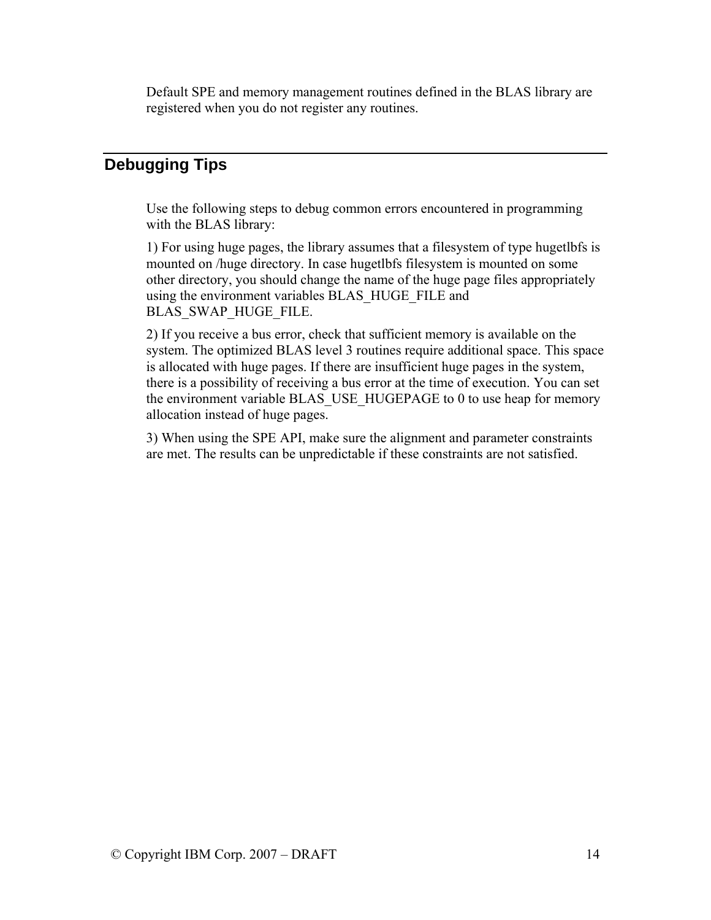Default SPE and memory management routines defined in the BLAS library are registered when you do not register any routines.

## Debugging Tips

Use the following steps to debug common errors encountered in programming with the BLAS library:

1) For using huge pages, the library assumes that a filesystem of type hugetlbfs is mounted on /huge directory. In case hugetlbfs filesystem is mounted on some other directory, you should change the name of the huge page files appropriately using the environment variables BLAS_HUGE_FILE and BLAS_SWAP_HUGE_FILE.

2) If you receive a bus error, check that sufficient memory is available on the system. The optimized BLAS level 3 routines require additional space. This space is allocated with huge pages. If there are insufficient huge pages in the system, there is a possibility of receiving a bus error at the time of execution. You can set the environment variable BLAS_USE_HUGEPAGE to 0 to use heap for memory allocation instead of huge pages.

3) When using the SPE API, make sure the alignment and parameter constraints are met. The results can be unpredictable if these constraints are not satisfied.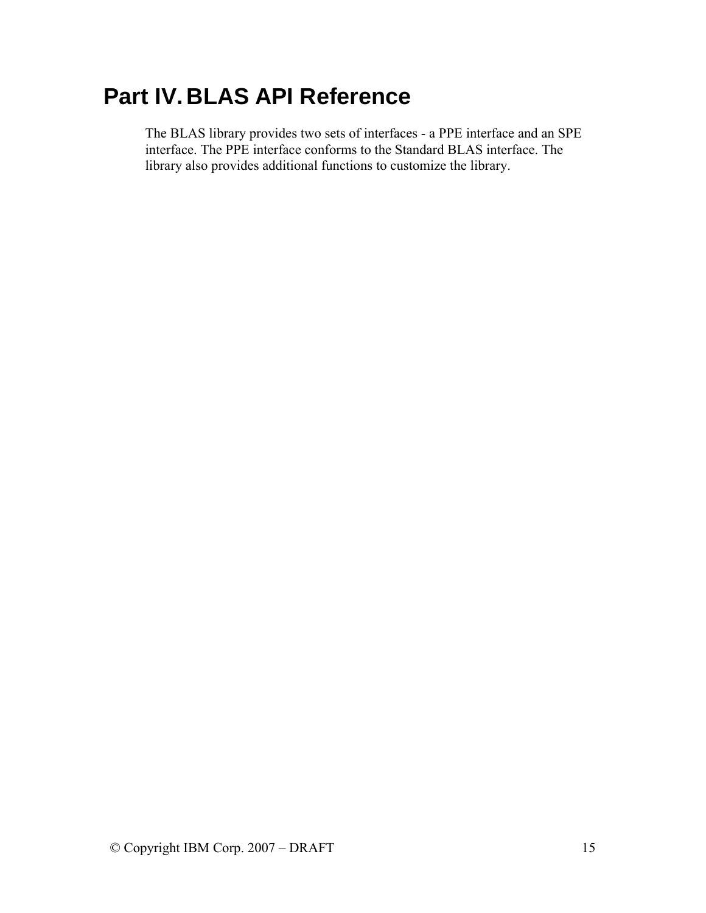# Part IV. BLAS API Reference

The BLAS library provides two sets of interfaces - a PPE interface and an SPE interface. The PPE interface conforms to the Standard BLAS interface. The library also provides additional functions to customize the library.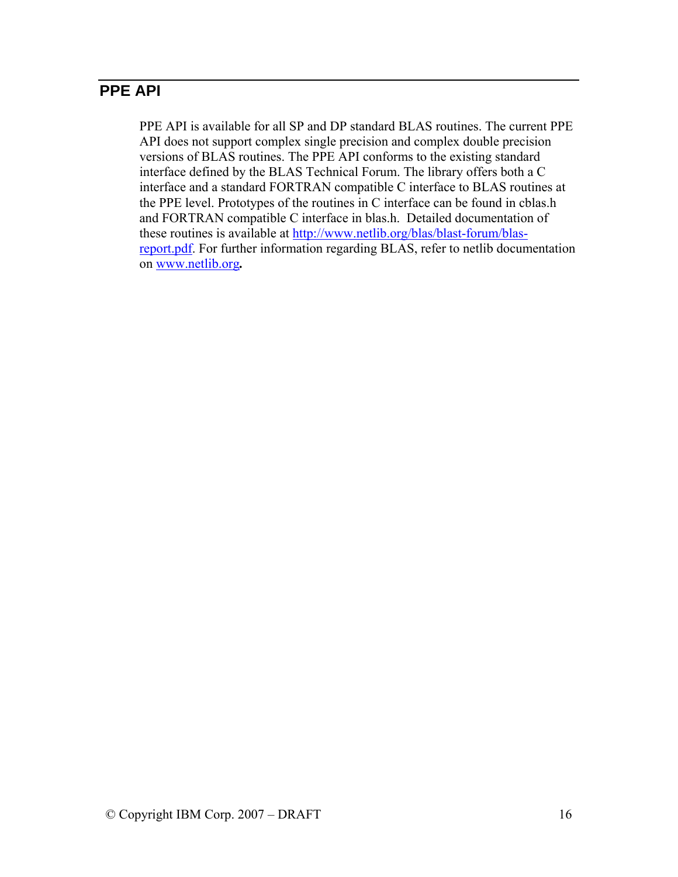## PPE API

PPE API is available for all SP and DP standard BLAS routines. The current PPE API does not support complex single precision and complex double precision versions of BLAS routines. The PPE API conforms to the existing standard interface defined by the BLAS Technical Forum. The library offers both a C interface and a standard FORTRAN compatible C interface to BLAS routines at the PPE level. Prototypes of the routines in C interface can be found in cblas.h and FORTRAN compatible C interface in blas.h. Detailed documentation of these routines is available at [http://www.netlib.org/blas/blast-forum/blas-report.pdf](http://www.netlib.org/blas/blast-forum/blas-report.pdf). For further information regarding BLAS, refer to netlib documentation on [www.netlib.org](http://www.netlib.org)**.**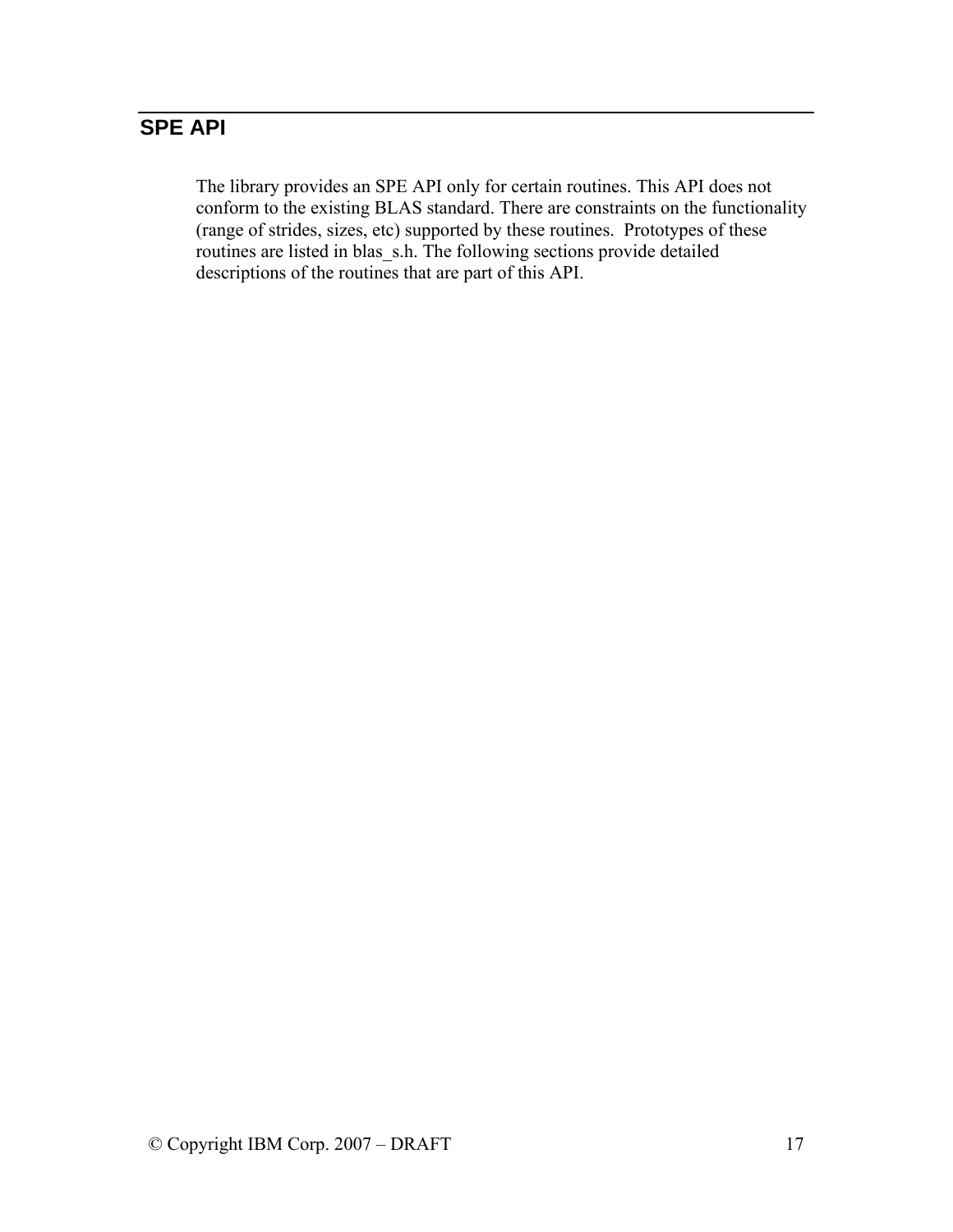## SPE API

The library provides an SPE API only for certain routines. This API does not conform to the existing BLAS standard. There are constraints on the functionality (range of strides, sizes, etc) supported by these routines. Prototypes of these routines are listed in blas_s.h. The following sections provide detailed descriptions of the routines that are part of this API.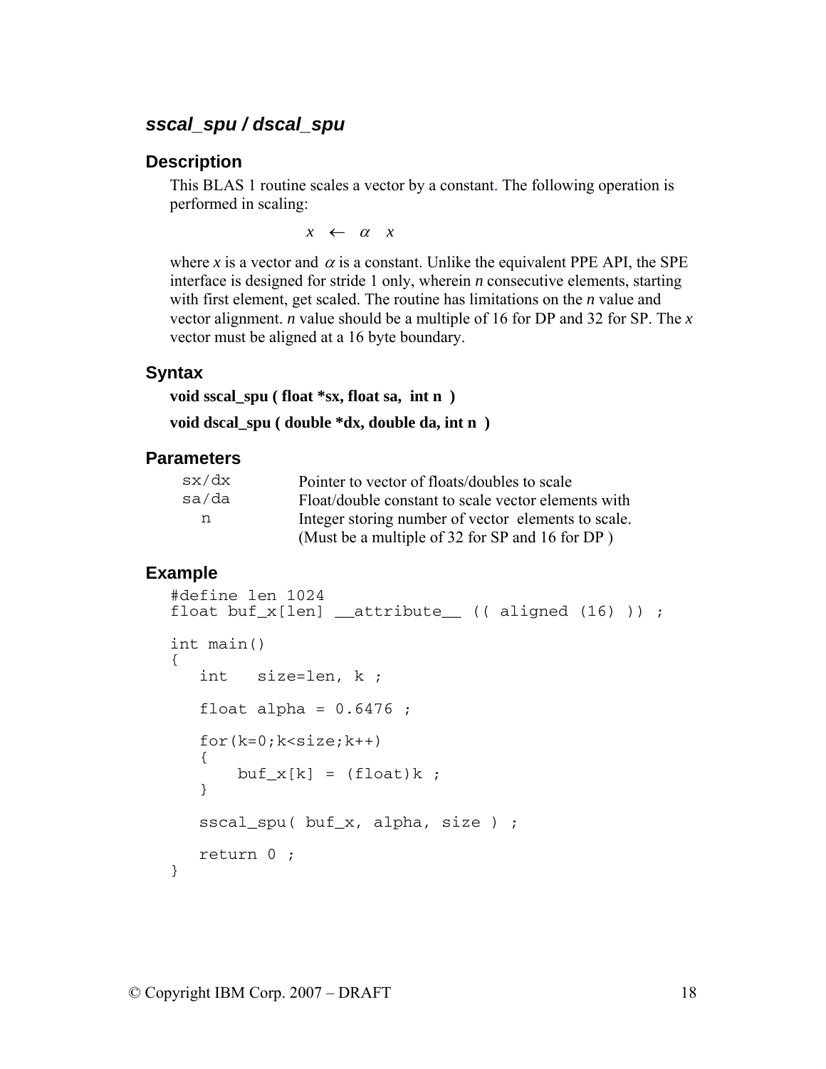## *sscal_spu / dscal_spu*

### Description

This BLAS 1 routine scales a vector by a constant. The following operation is performed in scaling:

$$x \leftarrow \alpha \quad x$$

where $x$ is a vector and $\alpha$ is a constant. Unlike the equivalent PPE API, the SPE interface is designed for stride 1 only, wherein $n$ consecutive elements, starting with first element, get scaled. The routine has limitations on the $n$ value and vector alignment. $n$ value should be a multiple of 16 for DP and 32 for SP. The $x$ vector must be aligned at a 16 byte boundary.

### Syntax

**void sscal_spu ( float *sx, float sa, int n )**

**void dscal_spu ( double *dx, double da, int n )**

### Parameters

| | |
|---|---|
| `sx/dx` | Pointer to vector of floats/doubles to scale |
| `sa/da` | Float/double constant to scale vector elements with |
| `n` | Integer storing number of vector elements to scale. (Must be a multiple of 32 for SP and 16 for DP ) |

### Example

```
#define len 1024
float buf_x[len] __attribute__ (( aligned (16) )) ;

int main()
{
   int   size=len, k ;

   float alpha = 0.6476 ;

   for(k=0;k<size;k++)
   {
       buf_x[k] = (float)k ;
   }

   sscal_spu( buf_x, alpha, size ) ;

   return 0 ;
}
```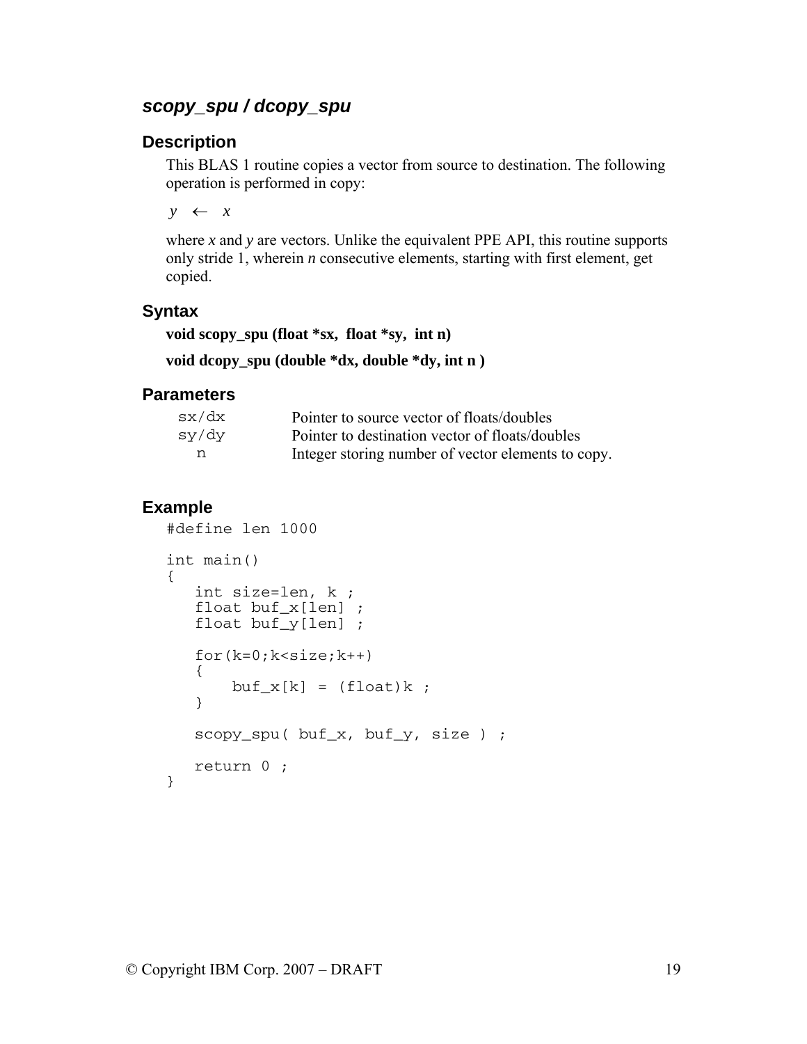## *scopy_spu / dcopy_spu*

### Description

This BLAS 1 routine copies a vector from source to destination. The following operation is performed in copy:

$$y \leftarrow x$$

where *x* and *y* are vectors. Unlike the equivalent PPE API, this routine supports only stride 1, wherein *n* consecutive elements, starting with first element, get copied.

### Syntax

**void scopy_spu (float *sx, float *sy, int n)**

**void dcopy_spu (double *dx, double *dy, int n )**

### Parameters

| | |
|---|---|
| `sx/dx` | Pointer to source vector of floats/doubles |
| `sy/dy` | Pointer to destination vector of floats/doubles |
| `n` | Integer storing number of vector elements to copy. |

### Example

```
#define len 1000

int main()
{
   int size=len, k ;
   float buf_x[len] ;
   float buf_y[len] ;

   for(k=0;k<size;k++)
   {
       buf_x[k] = (float)k ;
   }

   scopy_spu( buf_x, buf_y, size ) ;

   return 0 ;
}
```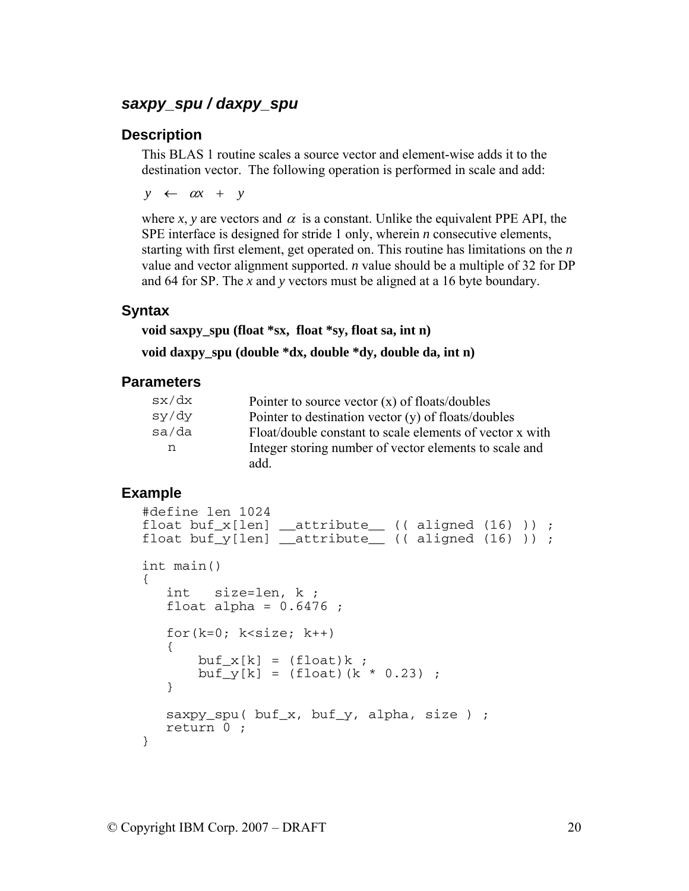### *saxpy_spu / daxpy_spu*

#### Description

This BLAS 1 routine scales a source vector and element-wise adds it to the destination vector. The following operation is performed in scale and add:

$$y \leftarrow \alpha x + y$$

where *x*, *y* are vectors and $\alpha$ is a constant. Unlike the equivalent PPE API, the SPE interface is designed for stride 1 only, wherein *n* consecutive elements, starting with first element, get operated on. This routine has limitations on the *n* value and vector alignment supported. *n* value should be a multiple of 32 for DP and 64 for SP. The *x* and *y* vectors must be aligned at a 16 byte boundary.

#### Syntax

**void saxpy_spu (float *sx, float *sy, float sa, int n)**

**void daxpy_spu (double *dx, double *dy, double da, int n)**

#### Parameters

| | |
|---|---|
| `sx/dx` | Pointer to source vector (x) of floats/doubles |
| `sy/dy` | Pointer to destination vector (y) of floats/doubles |
| `sa/da` | Float/double constant to scale elements of vector x with |
| `n` | Integer storing number of vector elements to scale and add. |

#### Example

```
#define len 1024
float buf_x[len] __attribute__ (( aligned (16) )) ;
float buf_y[len] __attribute__ (( aligned (16) )) ;

int main()
{
   int   size=len, k ;
   float alpha = 0.6476 ;

   for(k=0; k<size; k++)
   {
       buf_x[k] = (float)k ;
       buf_y[k] = (float)(k * 0.23) ;
   }

   saxpy_spu( buf_x, buf_y, alpha, size ) ;
   return 0 ;
}
```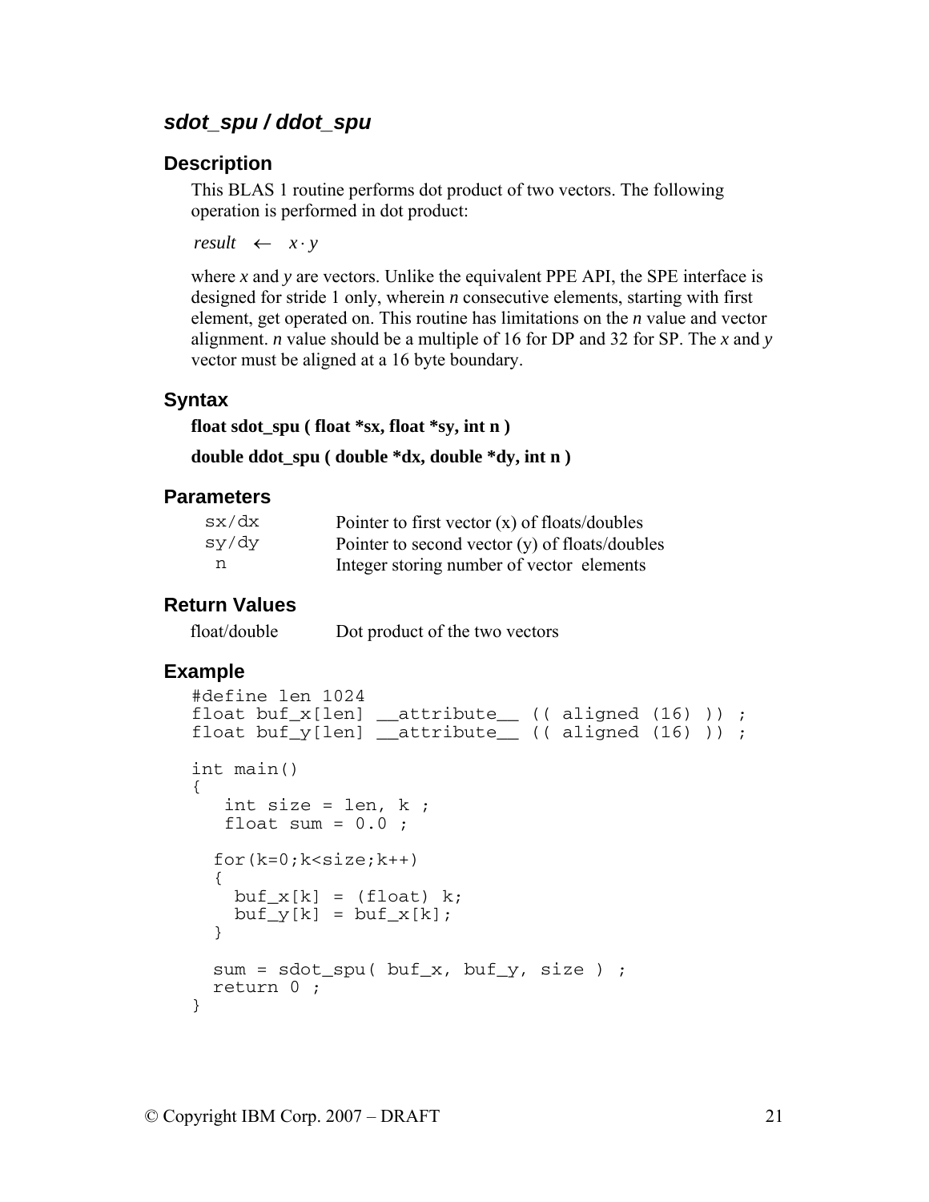## *sdot_spu / ddot_spu*

### Description

This BLAS 1 routine performs dot product of two vectors. The following operation is performed in dot product:

$$result \leftarrow x \cdot y$$

where $x$ and $y$ are vectors. Unlike the equivalent PPE API, the SPE interface is designed for stride 1 only, wherein $n$ consecutive elements, starting with first element, get operated on. This routine has limitations on the $n$ value and vector alignment. $n$ value should be a multiple of 16 for DP and 32 for SP. The $x$ and $y$ vector must be aligned at a 16 byte boundary.

### Syntax

**float sdot_spu ( float *sx, float *sy, int n )**

**double ddot_spu ( double *dx, double *dy, int n )**

### Parameters

| | |
|---|---|
| `sx/dx` | Pointer to first vector (x) of floats/doubles |
| `sy/dy` | Pointer to second vector (y) of floats/doubles |
| `n` | Integer storing number of vector elements |

### Return Values

| | |
|---|---|
| float/double | Dot product of the two vectors |

### Example

```
#define len 1024
float buf_x[len] __attribute__ (( aligned (16) )) ;
float buf_y[len] __attribute__ (( aligned (16) )) ;

int main()
{
   int size = len, k ;
   float sum = 0.0 ;

  for(k=0;k<size;k++)
  {
    buf_x[k] = (float) k;
    buf_y[k] = buf_x[k];
  }

  sum = sdot_spu( buf_x, buf_y, size ) ;
  return 0 ;
}
```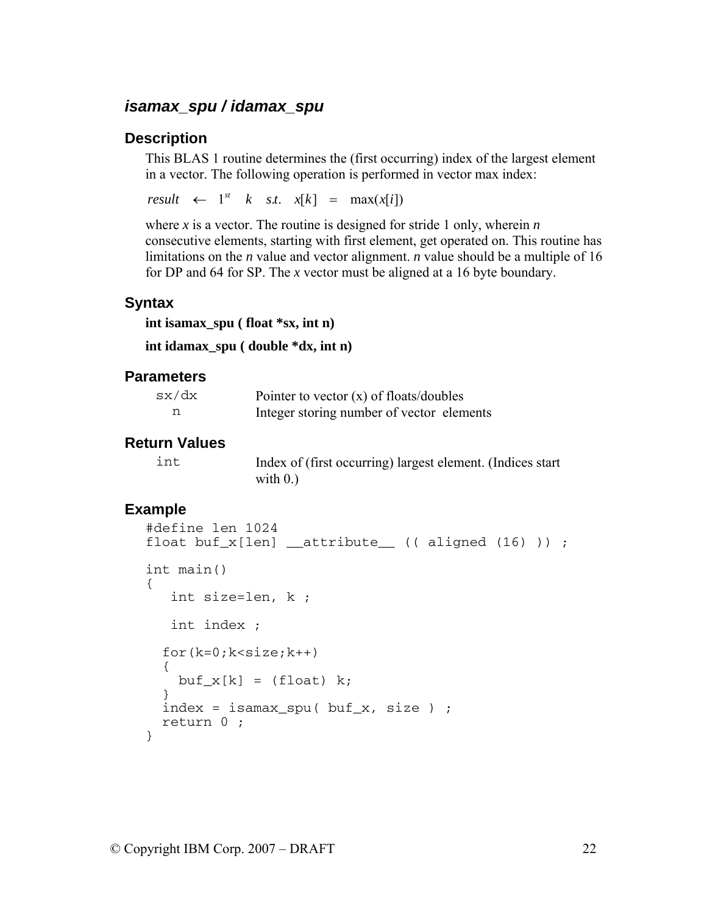## *isamax_spu / idamax_spu*

### Description

This BLAS 1 routine determines the (first occurring) index of the largest element in a vector. The following operation is performed in vector max index:

$$result \leftarrow 1^{st} \quad k \quad s.t. \quad x[k] = \max(x[i])$$

where *x* is a vector. The routine is designed for stride 1 only, wherein *n* consecutive elements, starting with first element, get operated on. This routine has limitations on the *n* value and vector alignment. *n* value should be a multiple of 16 for DP and 64 for SP. The *x* vector must be aligned at a 16 byte boundary.

### Syntax

**int isamax_spu ( float *sx, int n)**

**int idamax_spu ( double *dx, int n)**

### Parameters

| | |
|---|---|
| `sx/dx` | Pointer to vector (x) of floats/doubles |
| `n` | Integer storing number of vector elements |

### Return Values

| | |
|---|---|
| `int` | Index of (first occurring) largest element. (Indices start with 0.) |

### Example

```
#define len 1024
float buf_x[len] __attribute__ (( aligned (16) )) ;

int main()
{
   int size=len, k ;

   int index ;

  for(k=0;k<size;k++)
  {
    buf_x[k] = (float) k;
  }
  index = isamax_spu( buf_x, size ) ;
  return 0 ;
}
```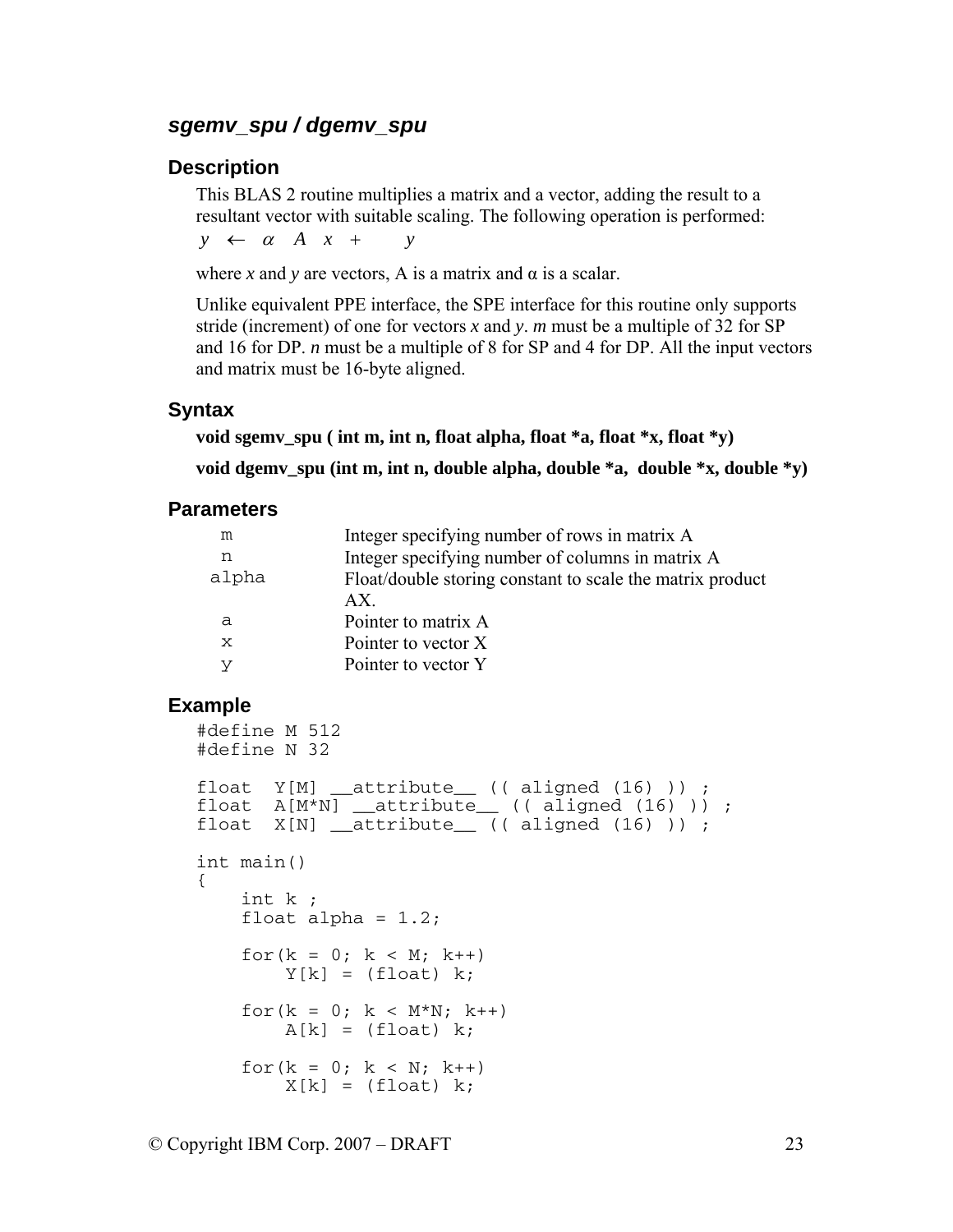## *sgemv_spu / dgemv_spu*

### Description

This BLAS 2 routine multiplies a matrix and a vector, adding the result to a resultant vector with suitable scaling. The following operation is performed:

$$y \leftarrow \alpha \quad A \quad x \; + \quad y$$

where *x* and *y* are vectors, A is a matrix and α is a scalar.

Unlike equivalent PPE interface, the SPE interface for this routine only supports stride (increment) of one for vectors *x* and *y*. *m* must be a multiple of 32 for SP and 16 for DP. *n* must be a multiple of 8 for SP and 4 for DP. All the input vectors and matrix must be 16-byte aligned.

### Syntax

**void sgemv_spu ( int m, int n, float alpha, float *a, float *x, float *y)**

**void dgemv_spu (int m, int n, double alpha, double *a, double *x, double *y)**

### Parameters

| | |
|---|---|
| m | Integer specifying number of rows in matrix A |
| n | Integer specifying number of columns in matrix A |
| alpha | Float/double storing constant to scale the matrix product AX. |
| a | Pointer to matrix A |
| x | Pointer to vector X |
| y | Pointer to vector Y |

### Example

```
#define M 512
#define N 32

float  Y[M] __attribute__ (( aligned (16) )) ;
float  A[M*N] __attribute__ (( aligned (16) )) ;
float  X[N] __attribute__ (( aligned (16) )) ;

int main()
{
    int k ;
    float alpha = 1.2;

    for(k = 0; k < M; k++)
        Y[k] = (float) k;

    for(k = 0; k < M*N; k++)
        A[k] = (float) k;

    for(k = 0; k < N; k++)
        X[k] = (float) k;
```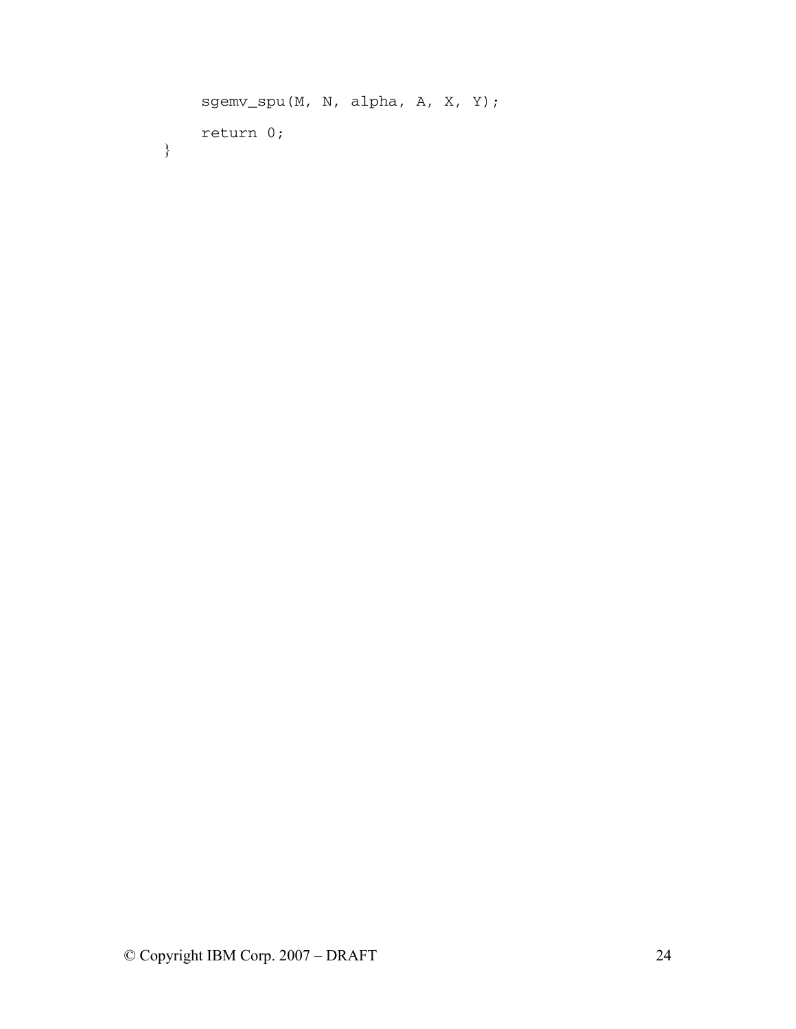```
    sgemv_spu(M, N, alpha, A, X, Y);

    return 0;
}
```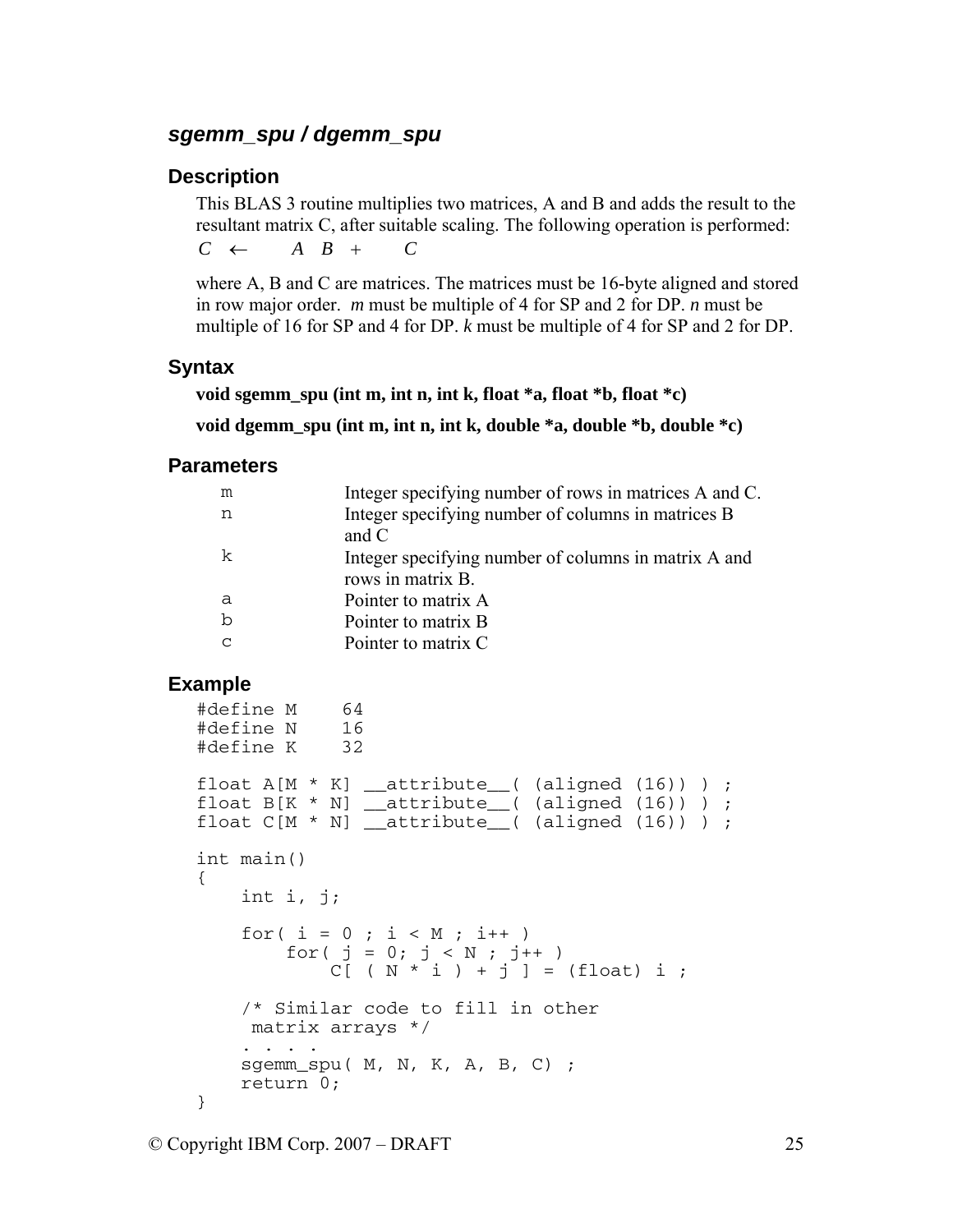### *sgemm_spu / dgemm_spu*

#### Description

This BLAS 3 routine multiplies two matrices, A and B and adds the result to the resultant matrix C, after suitable scaling. The following operation is performed:

$$C \leftarrow A\ B + C$$

where A, B and C are matrices. The matrices must be 16-byte aligned and stored in row major order. *m* must be multiple of 4 for SP and 2 for DP. *n* must be multiple of 16 for SP and 4 for DP. *k* must be multiple of 4 for SP and 2 for DP.

#### Syntax

**void sgemm_spu (int m, int n, int k, float *a, float *b, float *c)**

**void dgemm_spu (int m, int n, int k, double *a, double *b, double *c)**

#### Parameters

| | |
|---|---|
| m | Integer specifying number of rows in matrices A and C. |
| n | Integer specifying number of columns in matrices B and C |
| k | Integer specifying number of columns in matrix A and rows in matrix B. |
| a | Pointer to matrix A |
| b | Pointer to matrix B |
| c | Pointer to matrix C |

#### Example

```
#define M    64
#define N    16
#define K    32

float A[M * K] __attribute__( (aligned (16)) ) ;
float B[K * N] __attribute__( (aligned (16)) ) ;
float C[M * N] __attribute__( (aligned (16)) ) ;

int main()
{
    int i, j;

    for( i = 0 ; i < M ; i++ )
        for( j = 0; j < N ; j++ )
            C[ ( N * i ) + j ] = (float) i ;

    /* Similar code to fill in other
     matrix arrays */
    . . . .
    sgemm_spu( M, N, K, A, B, C) ;
    return 0;
}
```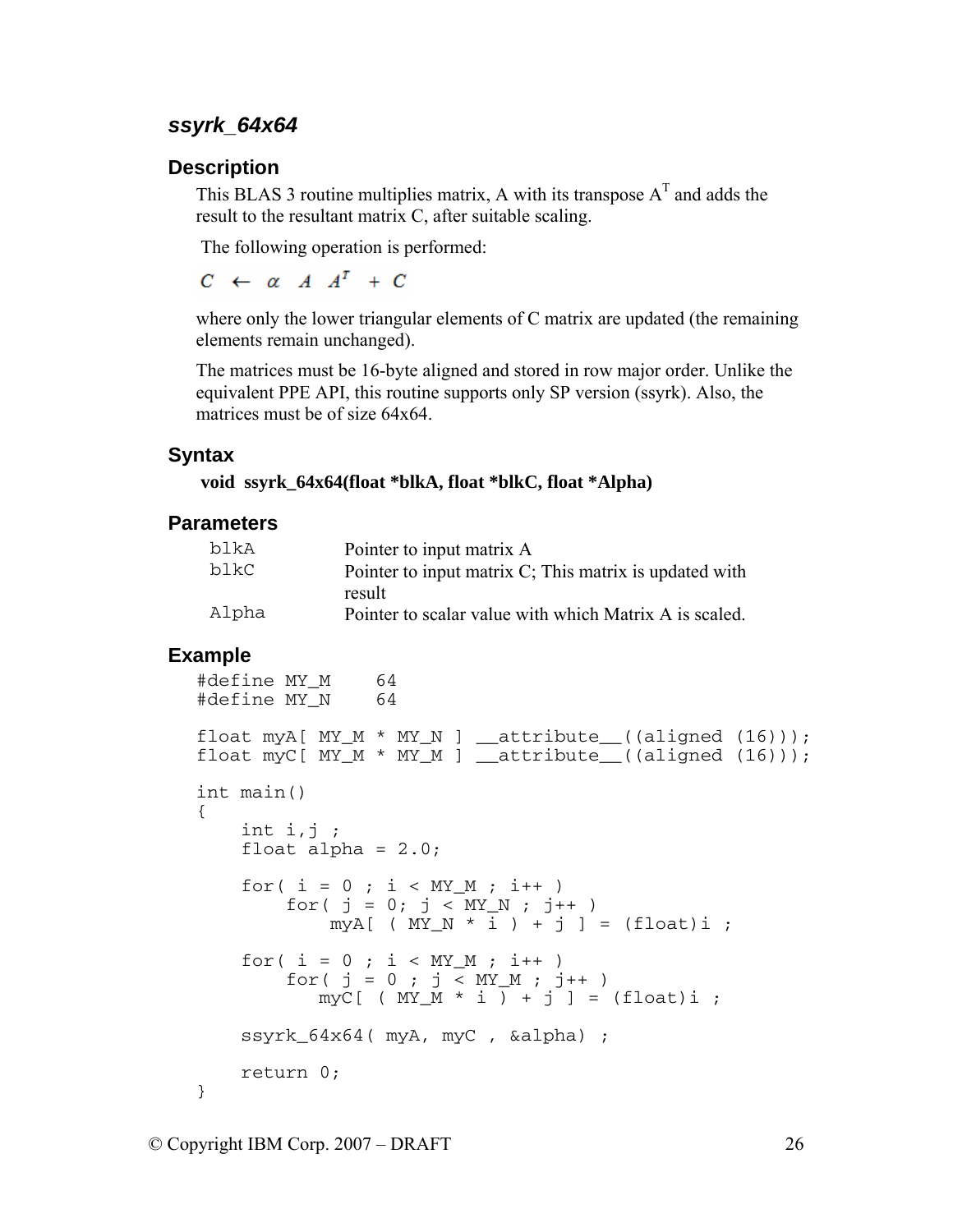### *ssyrk_64x64*

#### Description

This BLAS 3 routine multiplies matrix, A with its transpose $A^T$ and adds the result to the resultant matrix C, after suitable scaling.

The following operation is performed:

$$C \leftarrow \alpha \ A \ A^T \ + C$$

where only the lower triangular elements of C matrix are updated (the remaining elements remain unchanged).

The matrices must be 16-byte aligned and stored in row major order. Unlike the equivalent PPE API, this routine supports only SP version (ssyrk). Also, the matrices must be of size 64x64.

#### Syntax

**void ssyrk_64x64(float *blkA, float *blkC, float *Alpha)**

#### Parameters

| | |
|---|---|
| blkA | Pointer to input matrix A |
| blkC | Pointer to input matrix C; This matrix is updated with result |
| Alpha | Pointer to scalar value with which Matrix A is scaled. |

#### Example

```
#define MY_M    64
#define MY_N    64

float myA[ MY_M * MY_N ] __attribute__((aligned (16)));
float myC[ MY_M * MY_M ] __attribute__((aligned (16)));

int main()
{
    int i,j ;
    float alpha = 2.0;

    for( i = 0 ; i < MY_M ; i++ )
        for( j = 0; j < MY_N ; j++ )
            myA[ ( MY_N * i ) + j ] = (float)i ;

    for( i = 0 ; i < MY_M ; i++ )
        for( j = 0 ; j < MY_M ; j++ )
           myC[ ( MY_M * i ) + j ] = (float)i ;

    ssyrk_64x64( myA, myC , &alpha) ;

    return 0;
}
```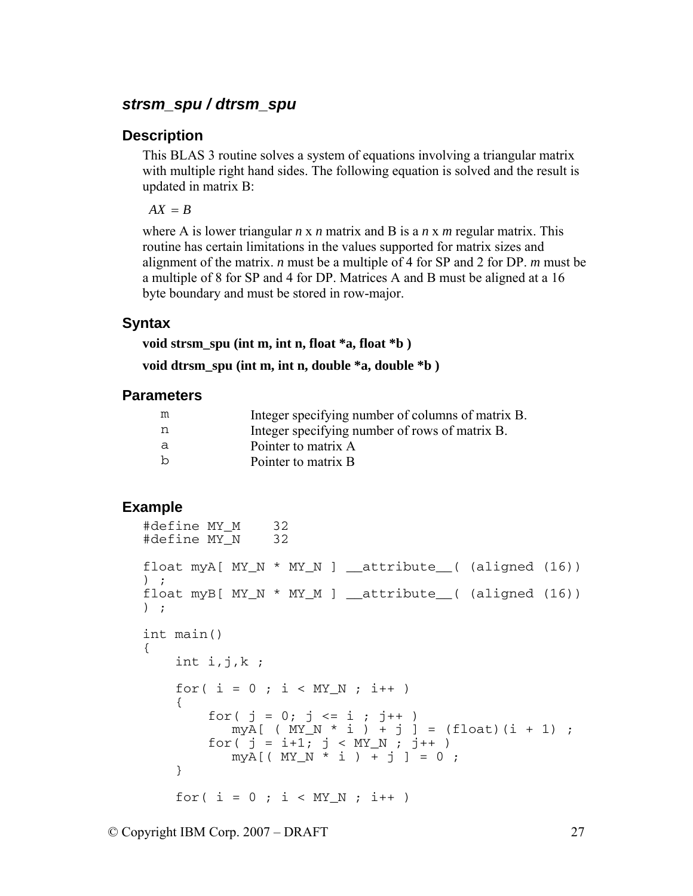## *strsm_spu / dtrsm_spu*

### Description

This BLAS 3 routine solves a system of equations involving a triangular matrix with multiple right hand sides. The following equation is solved and the result is updated in matrix B:

$$AX = B$$

where A is lower triangular *n* x *n* matrix and B is a *n* x *m* regular matrix. This routine has certain limitations in the values supported for matrix sizes and alignment of the matrix. *n* must be a multiple of 4 for SP and 2 for DP. *m* must be a multiple of 8 for SP and 4 for DP. Matrices A and B must be aligned at a 16 byte boundary and must be stored in row-major.

### Syntax

**void strsm_spu (int m, int n, float *a, float *b )**

**void dtrsm_spu (int m, int n, double *a, double *b )**

### Parameters

| | |
|---|---|
| m | Integer specifying number of columns of matrix B. |
| n | Integer specifying number of rows of matrix B. |
| a | Pointer to matrix A |
| b | Pointer to matrix B |

### Example

```
#define MY_M    32
#define MY_N    32

float myA[ MY_N * MY_N ] __attribute__( (aligned (16)) ) ;
float myB[ MY_N * MY_M ] __attribute__( (aligned (16)) ) ;

int main()
{
    int i,j,k ;

    for( i = 0 ; i < MY_N ; i++ )
    {
        for( j = 0; j <= i ; j++ )
           myA[ ( MY_N * i ) + j ] = (float)(i + 1) ;
        for( j = i+1; j < MY_N ; j++ )
           myA[( MY_N * i ) + j ] = 0 ;
    }

    for( i = 0 ; i < MY_N ; i++ )
```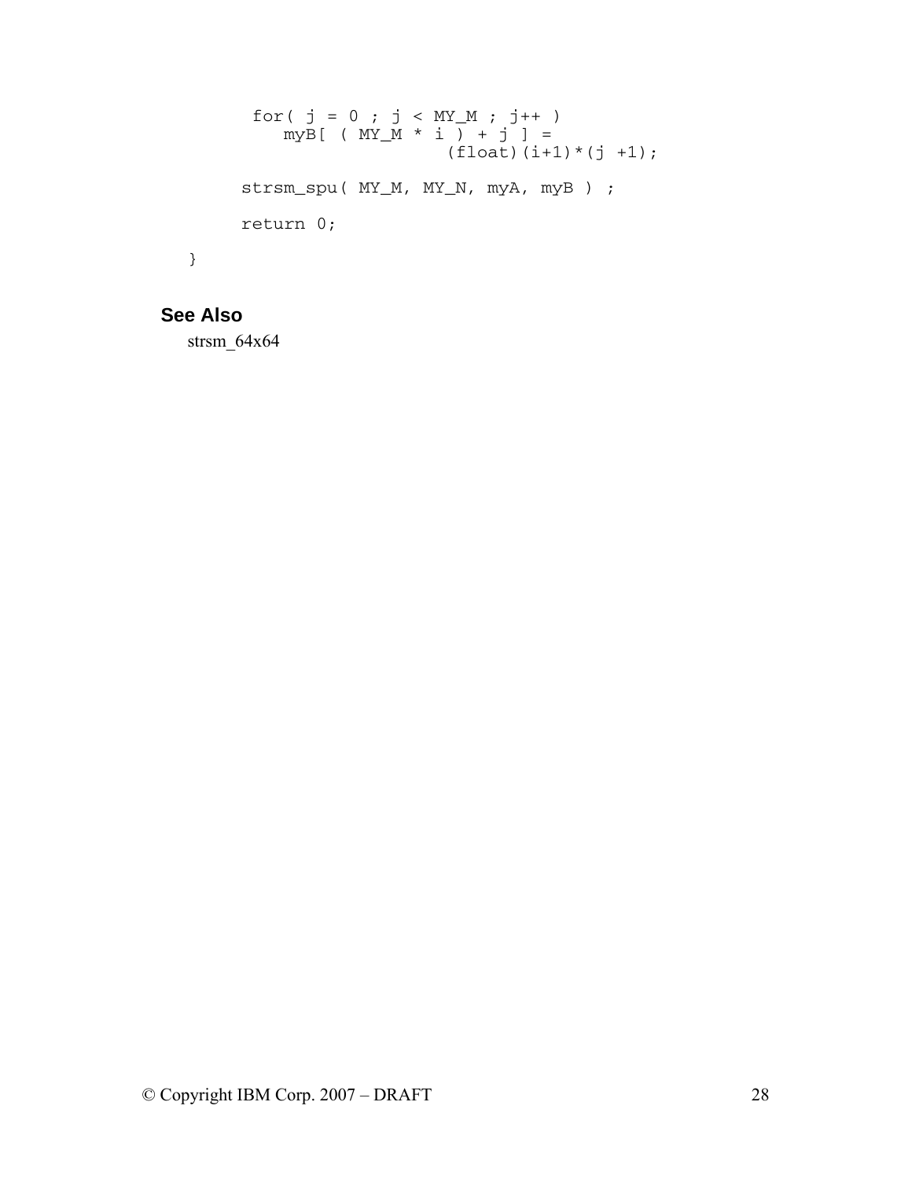```
    for( j = 0 ; j < MY_M ; j++ )
       myB[ ( MY_M * i ) + j ] =
                        (float)(i+1)*(j +1);

   strsm_spu( MY_M, MY_N, myA, myB ) ;

   return 0;

}
```

## See Also

strsm_64x64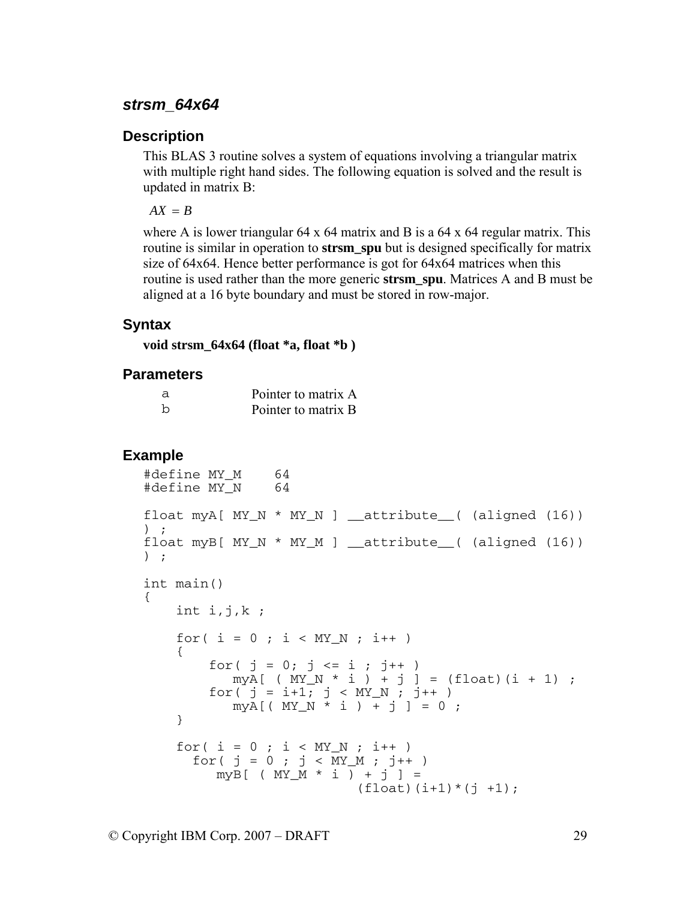### *strsm_64x64*

#### Description

This BLAS 3 routine solves a system of equations involving a triangular matrix with multiple right hand sides. The following equation is solved and the result is updated in matrix B:

$$AX = B$$

where A is lower triangular 64 x 64 matrix and B is a 64 x 64 regular matrix. This routine is similar in operation to **strsm_spu** but is designed specifically for matrix size of 64x64. Hence better performance is got for 64x64 matrices when this routine is used rather than the more generic **strsm_spu**. Matrices A and B must be aligned at a 16 byte boundary and must be stored in row-major.

#### Syntax

**void strsm_64x64 (float *a, float *b )**

#### Parameters

| | |
|---|---|
| a | Pointer to matrix A |
| b | Pointer to matrix B |

#### Example

```
#define MY_M    64
#define MY_N    64

float myA[ MY_N * MY_N ] __attribute__( (aligned (16))
) ;
float myB[ MY_N * MY_M ] __attribute__( (aligned (16))
) ;

int main()
{
    int i,j,k ;

    for( i = 0 ; i < MY_N ; i++ )
    {
        for( j = 0; j <= i ; j++ )
           myA[ ( MY_N * i ) + j ] = (float)(i + 1) ;
        for( j = i+1; j < MY_N ; j++ )
           myA[( MY_N * i ) + j ] = 0 ;
    }

    for( i = 0 ; i < MY_N ; i++ )
      for( j = 0 ; j < MY_M ; j++ )
         myB[ ( MY_M * i ) + j ] =
                              (float)(i+1)*(j +1);
```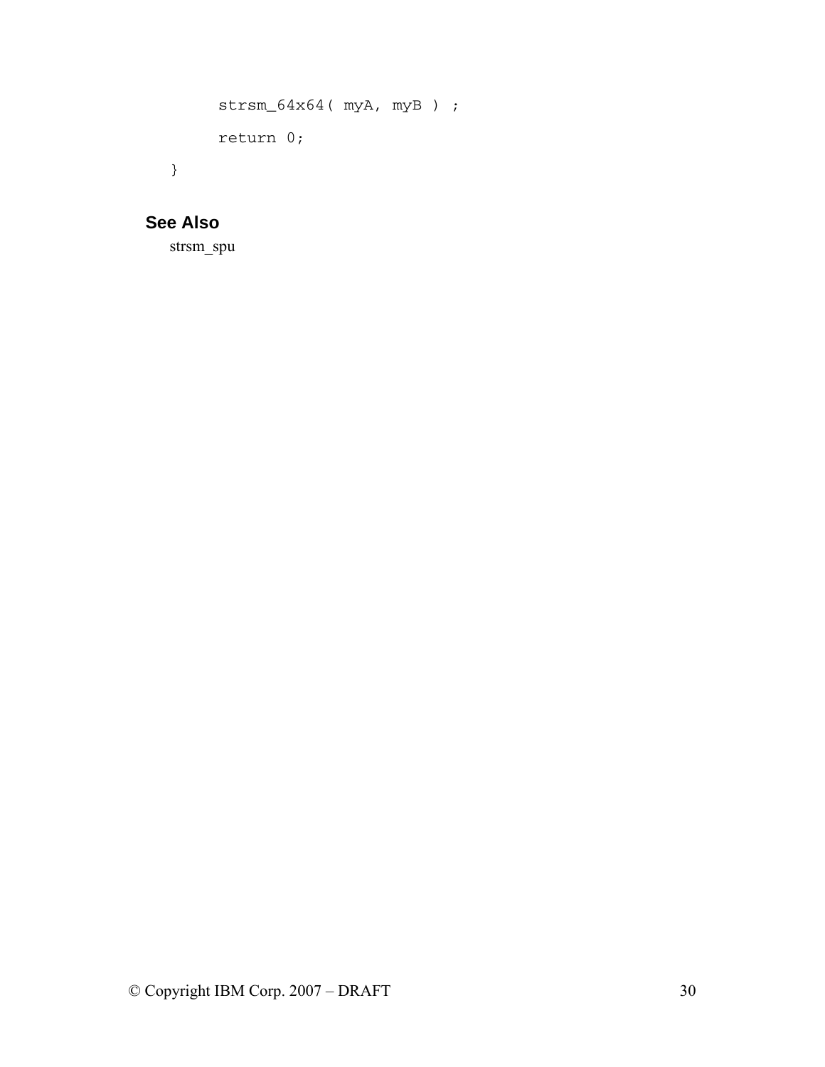```
        strsm_64x64( myA, myB ) ;

        return 0;

}
```

### See Also

strsm_spu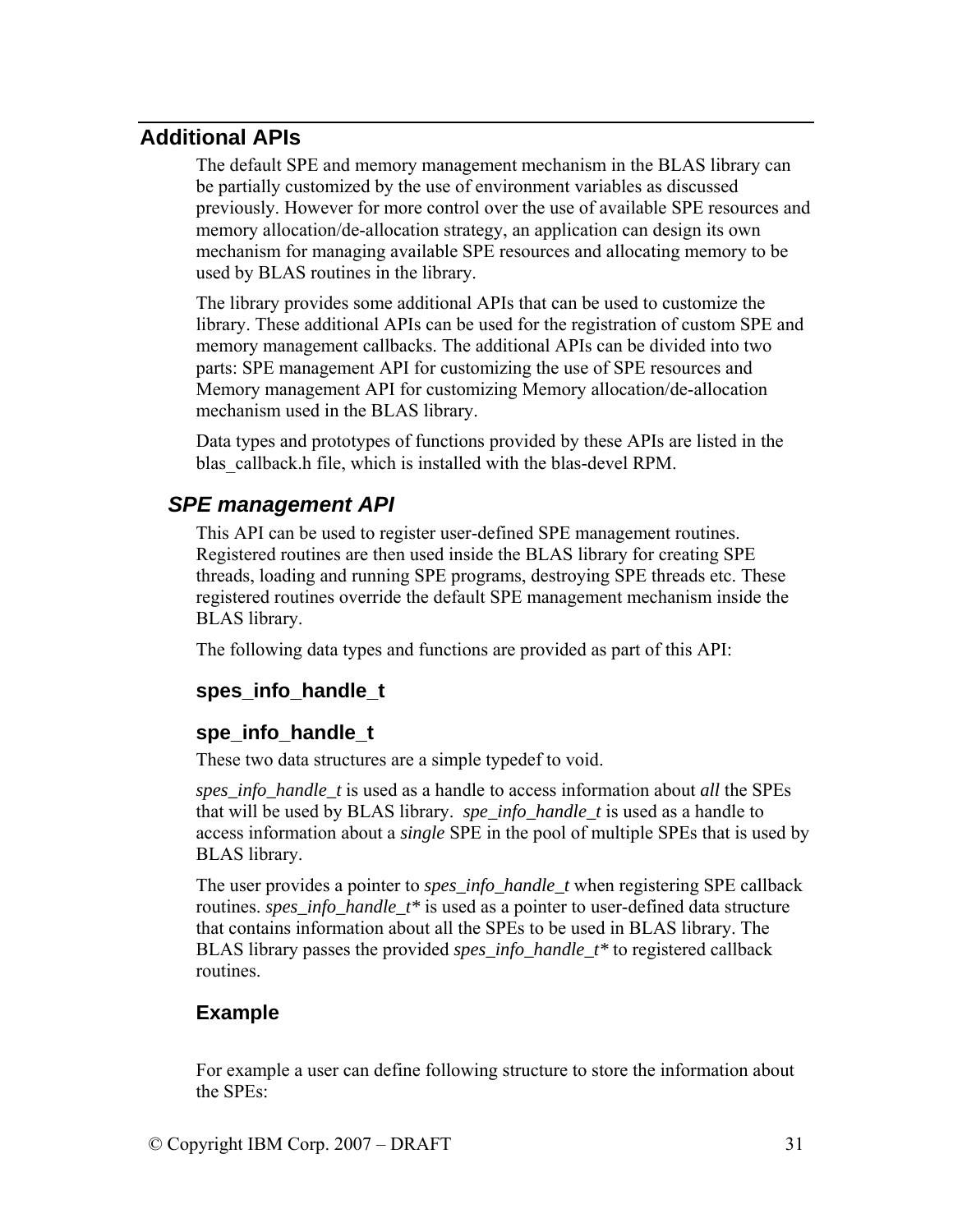## Additional APIs

The default SPE and memory management mechanism in the BLAS library can be partially customized by the use of environment variables as discussed previously. However for more control over the use of available SPE resources and memory allocation/de-allocation strategy, an application can design its own mechanism for managing available SPE resources and allocating memory to be used by BLAS routines in the library.

The library provides some additional APIs that can be used to customize the library. These additional APIs can be used for the registration of custom SPE and memory management callbacks. The additional APIs can be divided into two parts: SPE management API for customizing the use of SPE resources and Memory management API for customizing Memory allocation/de-allocation mechanism used in the BLAS library.

Data types and prototypes of functions provided by these APIs are listed in the blas_callback.h file, which is installed with the blas-devel RPM.

### *SPE management API*

This API can be used to register user-defined SPE management routines. Registered routines are then used inside the BLAS library for creating SPE threads, loading and running SPE programs, destroying SPE threads etc. These registered routines override the default SPE management mechanism inside the BLAS library.

The following data types and functions are provided as part of this API:

#### spes_info_handle_t

#### spe_info_handle_t

These two data structures are a simple typedef to void.

*spes_info_handle_t* is used as a handle to access information about *all* the SPEs that will be used by BLAS library. *spe_info_handle_t* is used as a handle to access information about a *single* SPE in the pool of multiple SPEs that is used by BLAS library.

The user provides a pointer to *spes_info_handle_t* when registering SPE callback routines. *spes_info_handle_t** is used as a pointer to user-defined data structure that contains information about all the SPEs to be used in BLAS library. The BLAS library passes the provided *spes_info_handle_t** to registered callback routines.

#### Example

For example a user can define following structure to store the information about the SPEs: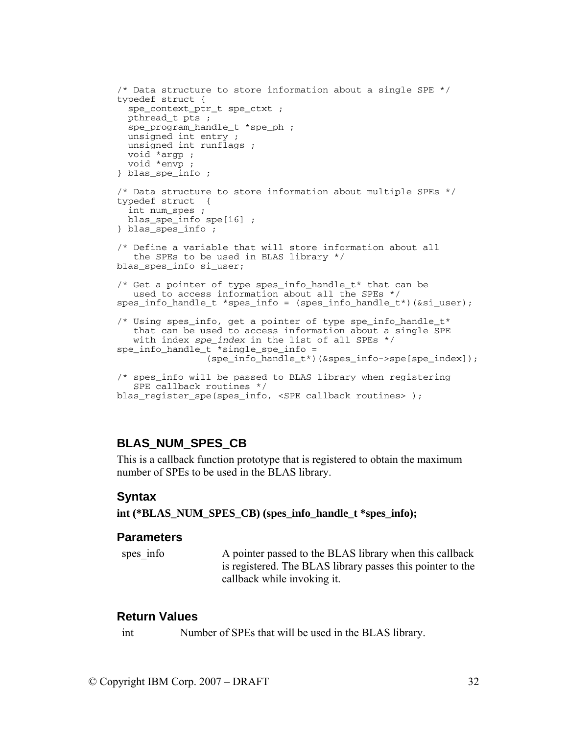```
/* Data structure to store information about a single SPE */
typedef struct {
  spe_context_ptr_t spe_ctxt ;
  pthread_t pts ;
  spe_program_handle_t *spe_ph ;
  unsigned int entry ;
  unsigned int runflags ;
  void *argp ;
  void *envp ;
} blas_spe_info ;

/* Data structure to store information about multiple SPEs */
typedef struct  {
  int num_spes ;
  blas_spe_info spe[16] ;
} blas_spes_info ;

/* Define a variable that will store information about all
   the SPEs to be used in BLAS library */
blas_spes_info si_user;

/* Get a pointer of type spes_info_handle_t* that can be
   used to access information about all the SPEs */
spes_info_handle_t *spes_info = (spes_info_handle_t*)(&si_user);

/* Using spes_info, get a pointer of type spe_info_handle_t*
   that can be used to access information about a single SPE
   with index spe_index in the list of all SPEs */
spe_info_handle_t *single_spe_info =
                (spe_info_handle_t*)(&spes_info->spe[spe_index]);

/* spes_info will be passed to BLAS library when registering
   SPE callback routines */
blas_register_spe(spes_info, <SPE callback routines> );
```

## BLAS_NUM_SPES_CB

This is a callback function prototype that is registered to obtain the maximum number of SPEs to be used in the BLAS library.

### Syntax

**int (*BLAS_NUM_SPES_CB) (spes_info_handle_t *spes_info);**

### Parameters

| | |
|---|---|
| spes_info | A pointer passed to the BLAS library when this callback is registered. The BLAS library passes this pointer to the callback while invoking it. |

### Return Values

| | |
|---|---|
| int | Number of SPEs that will be used in the BLAS library. |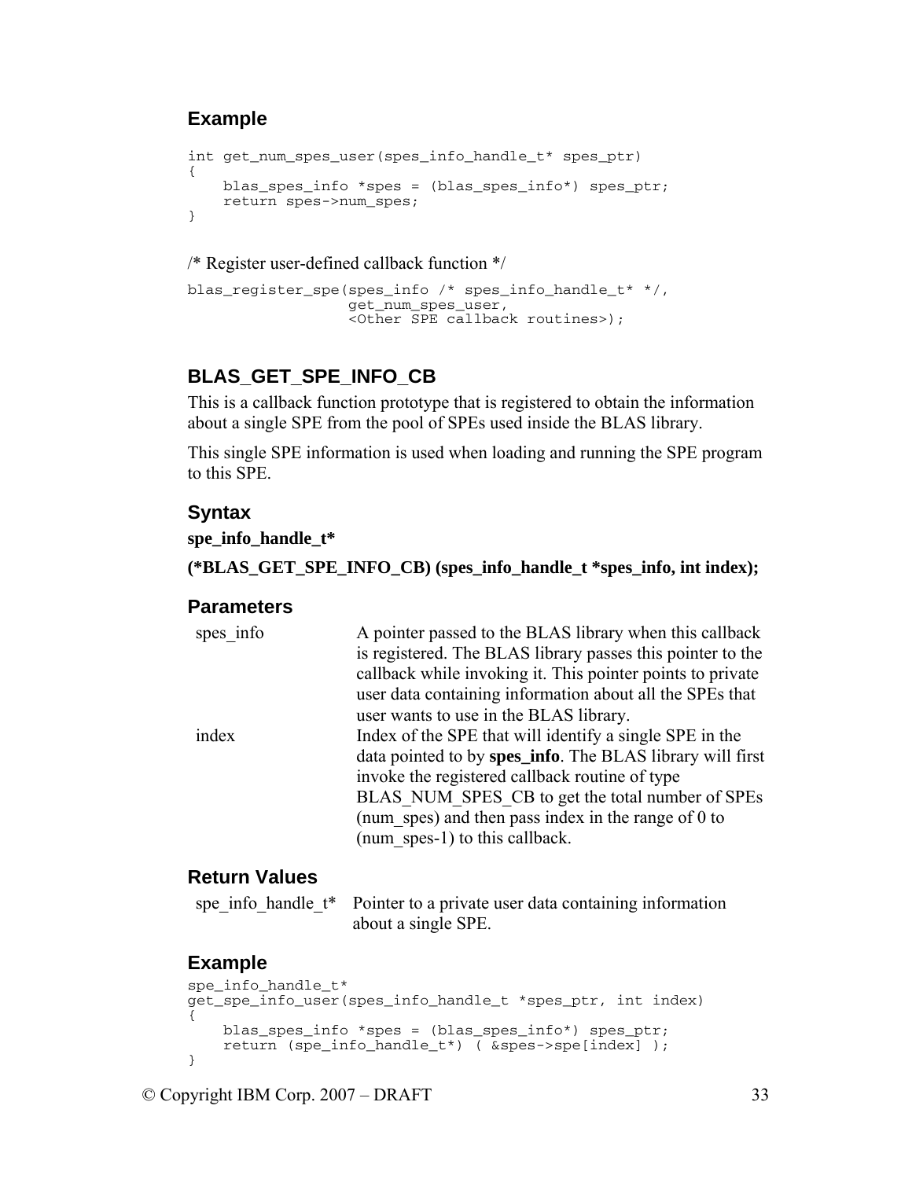### Example

```
int get_num_spes_user(spes_info_handle_t* spes_ptr)
{
    blas_spes_info *spes = (blas_spes_info*) spes_ptr;
    return spes->num_spes;
}
```

/* Register user-defined callback function */

```
blas_register_spe(spes_info /* spes_info_handle_t* */,
                  get_num_spes_user,
                  <Other SPE callback routines>);
```

## BLAS_GET_SPE_INFO_CB

This is a callback function prototype that is registered to obtain the information about a single SPE from the pool of SPEs used inside the BLAS library.

This single SPE information is used when loading and running the SPE program to this SPE.

### Syntax

**spe_info_handle_t***

**(*BLAS_GET_SPE_INFO_CB) (spes_info_handle_t *spes_info, int index);**

### Parameters

| | |
|---|---|
| spes_info | A pointer passed to the BLAS library when this callback is registered. The BLAS library passes this pointer to the callback while invoking it. This pointer points to private user data containing information about all the SPEs that user wants to use in the BLAS library. |
| index | Index of the SPE that will identify a single SPE in the data pointed to by **spes_info**. The BLAS library will first invoke the registered callback routine of type BLAS_NUM_SPES_CB to get the total number of SPEs (num_spes) and then pass index in the range of 0 to (num_spes-1) to this callback. |

### Return Values

| | |
|---|---|
| spe_info_handle_t* | Pointer to a private user data containing information about a single SPE. |

### Example

```
spe_info_handle_t*
get_spe_info_user(spes_info_handle_t *spes_ptr, int index)
{
    blas_spes_info *spes = (blas_spes_info*) spes_ptr;
    return (spe_info_handle_t*) ( &spes->spe[index] );
}
```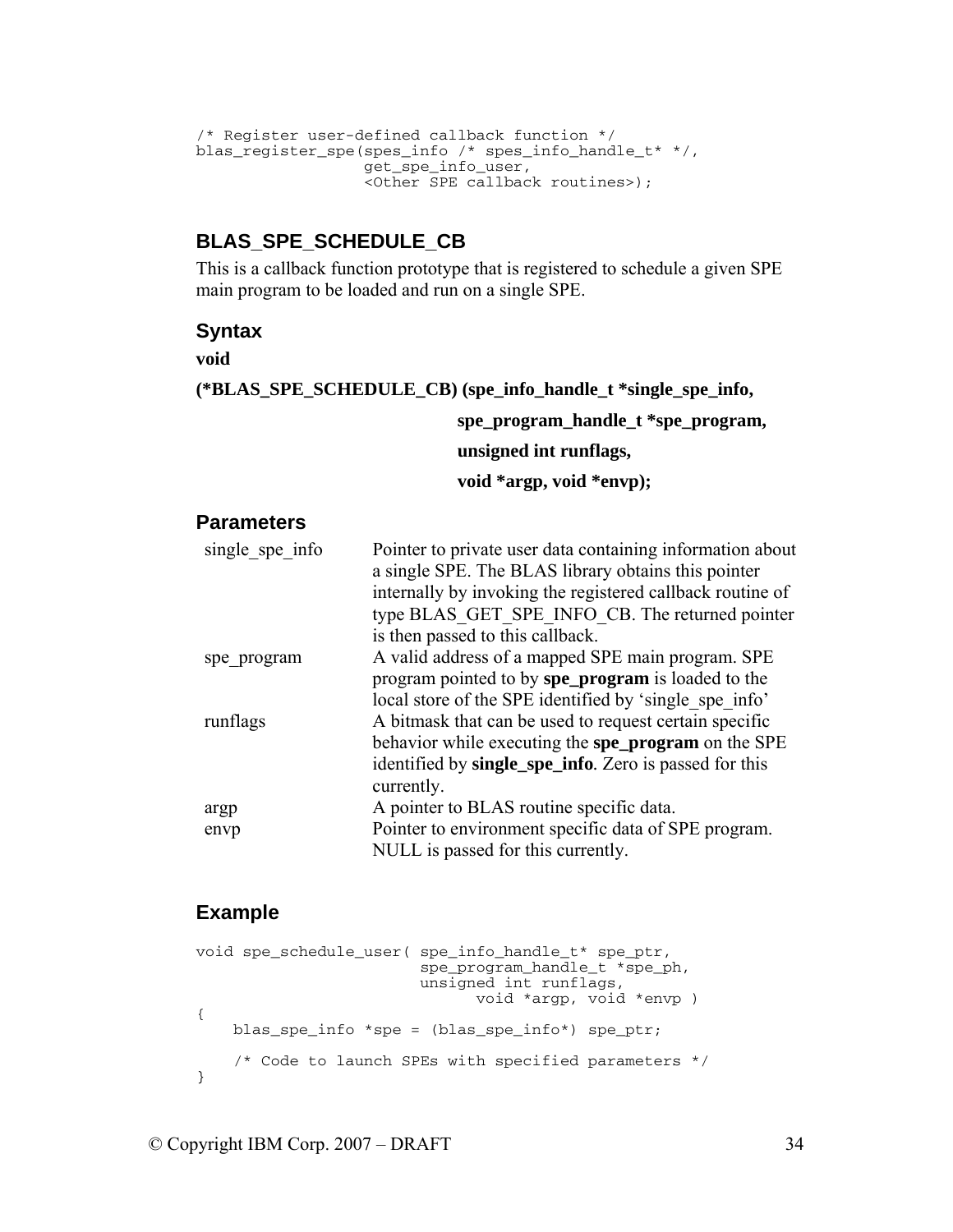```
/* Register user-defined callback function */
blas_register_spe(spes_info /* spes_info_handle_t* */,
                  get_spe_info_user,
                  <Other SPE callback routines>);
```

## BLAS_SPE_SCHEDULE_CB

This is a callback function prototype that is registered to schedule a given SPE main program to be loaded and run on a single SPE.

### Syntax

**void**

**(*BLAS_SPE_SCHEDULE_CB) (spe_info_handle_t *single_spe_info,**

**spe_program_handle_t *spe_program,**

**unsigned int runflags,**

**void *argp, void *envp);**

### Parameters

| | |
|---|---|
| single_spe_info | Pointer to private user data containing information about a single SPE. The BLAS library obtains this pointer internally by invoking the registered callback routine of type BLAS_GET_SPE_INFO_CB. The returned pointer is then passed to this callback. |
| spe_program | A valid address of a mapped SPE main program. SPE program pointed to by **spe_program** is loaded to the local store of the SPE identified by 'single_spe_info' |
| runflags | A bitmask that can be used to request certain specific behavior while executing the **spe_program** on the SPE identified by **single_spe_info**. Zero is passed for this currently. |
| argp | A pointer to BLAS routine specific data. |
| envp | Pointer to environment specific data of SPE program. NULL is passed for this currently. |

### Example

```
void spe_schedule_user( spe_info_handle_t* spe_ptr,
                        spe_program_handle_t *spe_ph,
                        unsigned int runflags,
                              void *argp, void *envp )
{
    blas_spe_info *spe = (blas_spe_info*) spe_ptr;

    /* Code to launch SPEs with specified parameters */
}
```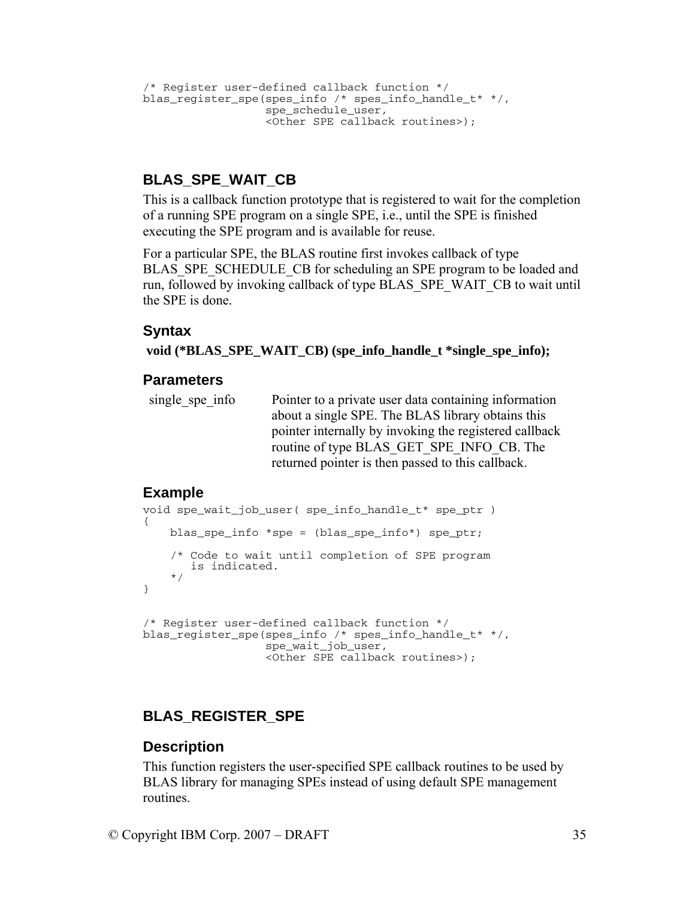```
/* Register user-defined callback function */
blas_register_spe(spes_info /* spes_info_handle_t* */,
                  spe_schedule_user,
                  <Other SPE callback routines>);
```

## BLAS_SPE_WAIT_CB

This is a callback function prototype that is registered to wait for the completion of a running SPE program on a single SPE, i.e., until the SPE is finished executing the SPE program and is available for reuse.

For a particular SPE, the BLAS routine first invokes callback of type BLAS_SPE_SCHEDULE_CB for scheduling an SPE program to be loaded and run, followed by invoking callback of type BLAS_SPE_WAIT_CB to wait until the SPE is done.

### Syntax

**void (*BLAS_SPE_WAIT_CB) (spe_info_handle_t *single_spe_info);**

### Parameters

| | |
|---|---|
| single_spe_info | Pointer to a private user data containing information about a single SPE. The BLAS library obtains this pointer internally by invoking the registered callback routine of type BLAS_GET_SPE_INFO_CB. The returned pointer is then passed to this callback. |

### Example

```
void spe_wait_job_user( spe_info_handle_t* spe_ptr )
{
    blas_spe_info *spe = (blas_spe_info*) spe_ptr;

    /* Code to wait until completion of SPE program
       is indicated.
    */
}


/* Register user-defined callback function */
blas_register_spe(spes_info /* spes_info_handle_t* */,
                  spe_wait_job_user,
                  <Other SPE callback routines>);
```

## BLAS_REGISTER_SPE

### Description

This function registers the user-specified SPE callback routines to be used by BLAS library for managing SPEs instead of using default SPE management routines.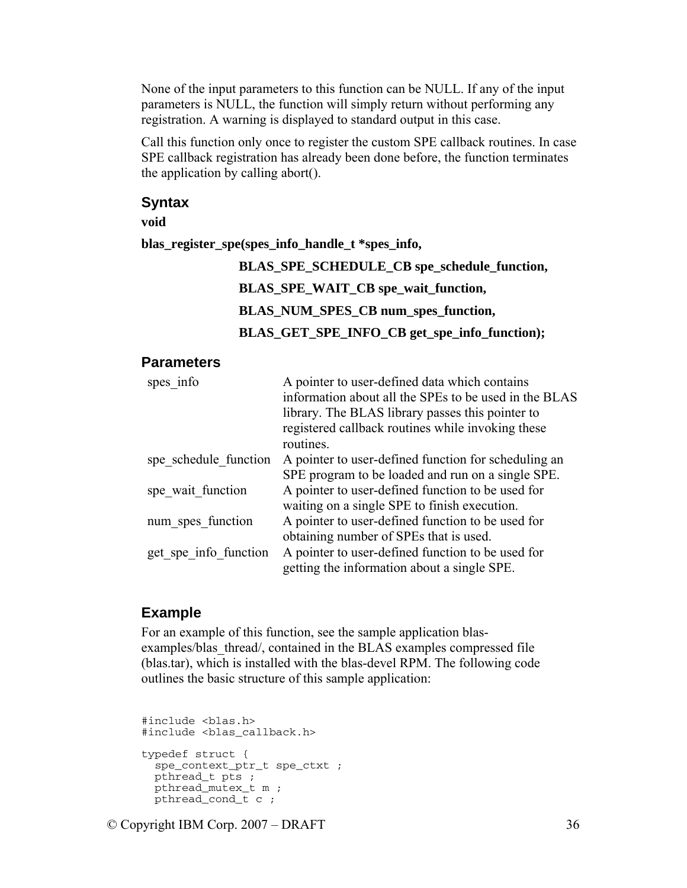None of the input parameters to this function can be NULL. If any of the input parameters is NULL, the function will simply return without performing any registration. A warning is displayed to standard output in this case.

Call this function only once to register the custom SPE callback routines. In case SPE callback registration has already been done before, the function terminates the application by calling abort().

### Syntax

**void**

**blas_register_spe(spes_info_handle_t *spes_info,**

**BLAS_SPE_SCHEDULE_CB spe_schedule_function,**

**BLAS_SPE_WAIT_CB spe_wait_function,**

**BLAS_NUM_SPES_CB num_spes_function,**

**BLAS_GET_SPE_INFO_CB get_spe_info_function);**

### Parameters

| | |
|---|---|
| spes_info | A pointer to user-defined data which contains information about all the SPEs to be used in the BLAS library. The BLAS library passes this pointer to registered callback routines while invoking these routines. |
| spe_schedule_function | A pointer to user-defined function for scheduling an SPE program to be loaded and run on a single SPE. |
| spe_wait_function | A pointer to user-defined function to be used for waiting on a single SPE to finish execution. |
| num_spes_function | A pointer to user-defined function to be used for obtaining number of SPEs that is used. |
| get_spe_info_function | A pointer to user-defined function to be used for getting the information about a single SPE. |

### Example

For an example of this function, see the sample application blas-examples/blas_thread/, contained in the BLAS examples compressed file (blas.tar), which is installed with the blas-devel RPM. The following code outlines the basic structure of this sample application:

```
#include <blas.h>
#include <blas_callback.h>

typedef struct {
  spe_context_ptr_t spe_ctxt ;
  pthread_t pts ;
  pthread_mutex_t m ;
  pthread_cond_t c ;
```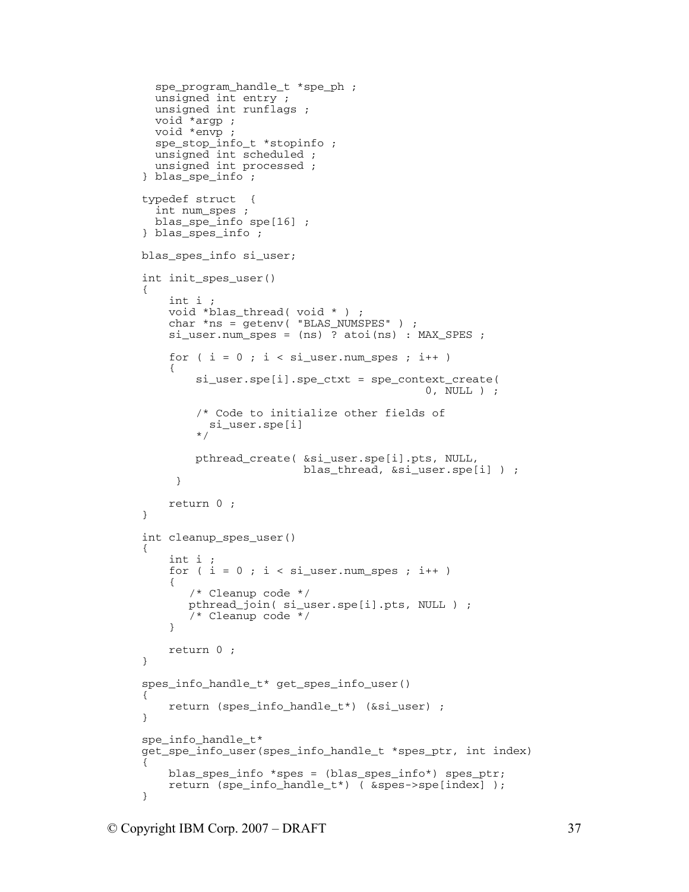```
  spe_program_handle_t *spe_ph ;
  unsigned int entry ;
  unsigned int runflags ;
  void *argp ;
  void *envp ;
  spe_stop_info_t *stopinfo ;
  unsigned int scheduled ;
  unsigned int processed ;
} blas_spe_info ;

typedef struct  {
  int num_spes ;
  blas_spe_info spe[16] ;
} blas_spes_info ;

blas_spes_info si_user;

int init_spes_user()
{
    int i ;
    void *blas_thread( void * ) ;
    char *ns = getenv( "BLAS_NUMSPES" ) ;
    si_user.num_spes = (ns) ? atoi(ns) : MAX_SPES ;

    for ( i = 0 ; i < si_user.num_spes ; i++ )
    {
        si_user.spe[i].spe_ctxt = spe_context_create(
                                          0, NULL ) ;

        /* Code to initialize other fields of
          si_user.spe[i]
        */

        pthread_create( &si_user.spe[i].pts, NULL,
                        blas_thread, &si_user.spe[i] ) ;
     }

    return 0 ;
}

int cleanup_spes_user()
{
    int i ;
    for ( i = 0 ; i < si_user.num_spes ; i++ )
    {
       /* Cleanup code */
       pthread_join( si_user.spe[i].pts, NULL ) ;
       /* Cleanup code */
    }

    return 0 ;
}

spes_info_handle_t* get_spes_info_user()
{
    return (spes_info_handle_t*) (&si_user) ;
}

spe_info_handle_t*
get_spe_info_user(spes_info_handle_t *spes_ptr, int index)
{
    blas_spes_info *spes = (blas_spes_info*) spes_ptr;
    return (spe_info_handle_t*) ( &spes->spe[index] );
}
```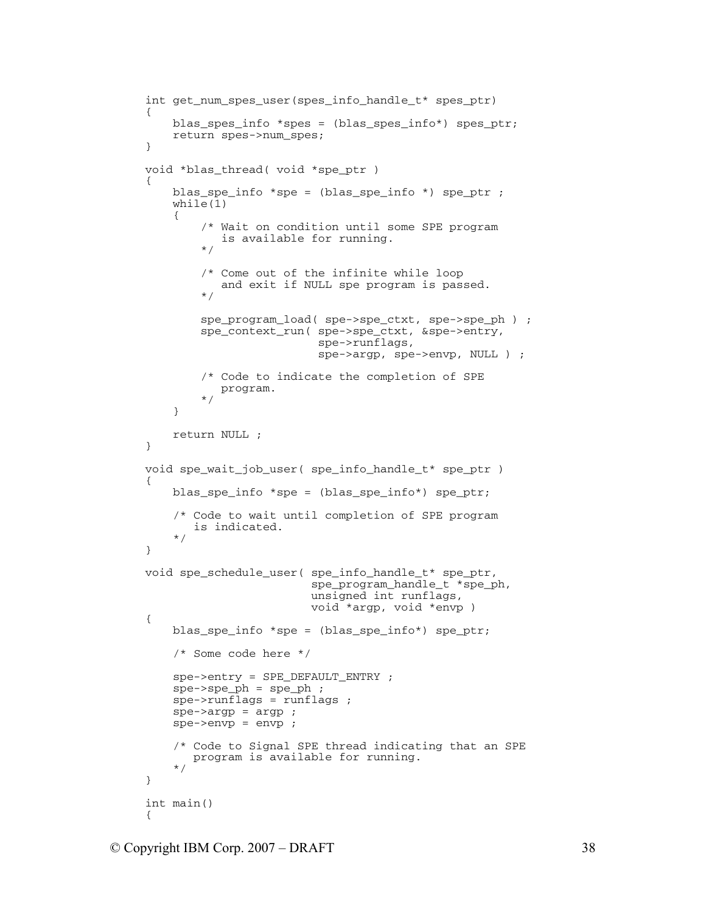```
int get_num_spes_user(spes_info_handle_t* spes_ptr)
{
    blas_spes_info *spes = (blas_spes_info*) spes_ptr;
    return spes->num_spes;
}

void *blas_thread( void *spe_ptr )
{
    blas_spe_info *spe = (blas_spe_info *) spe_ptr ;
    while(1)
    {
        /* Wait on condition until some SPE program
           is available for running.
        */

        /* Come out of the infinite while loop
           and exit if NULL spe program is passed.
        */

        spe_program_load( spe->spe_ctxt, spe->spe_ph ) ;
        spe_context_run( spe->spe_ctxt, &spe->entry,
                         spe->runflags,
                         spe->argp, spe->envp, NULL ) ;

        /* Code to indicate the completion of SPE
           program.
        */
    }

    return NULL ;
}

void spe_wait_job_user( spe_info_handle_t* spe_ptr )
{
    blas_spe_info *spe = (blas_spe_info*) spe_ptr;

    /* Code to wait until completion of SPE program
       is indicated.
    */
}

void spe_schedule_user( spe_info_handle_t* spe_ptr,
                        spe_program_handle_t *spe_ph,
                        unsigned int runflags,
                        void *argp, void *envp )
{
    blas_spe_info *spe = (blas_spe_info*) spe_ptr;

    /* Some code here */

    spe->entry = SPE_DEFAULT_ENTRY ;
    spe->spe_ph = spe_ph ;
    spe->runflags = runflags ;
    spe->argp = argp ;
    spe->envp = envp ;

    /* Code to Signal SPE thread indicating that an SPE
       program is available for running.
    */
}

int main()
{
```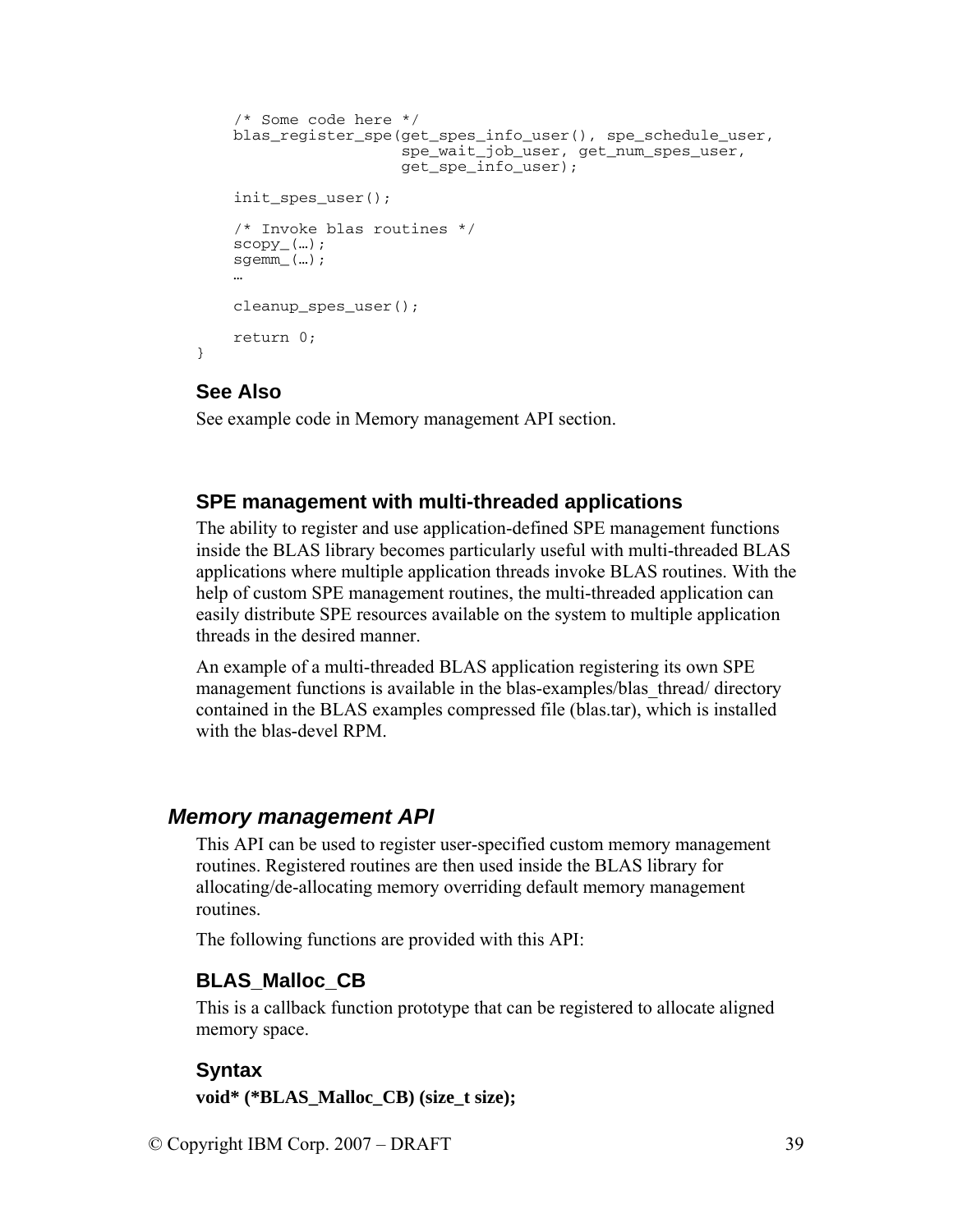```
    /* Some code here */
    blas_register_spe(get_spes_info_user(), spe_schedule_user,
                      spe_wait_job_user, get_num_spes_user,
                      get_spe_info_user);

    init_spes_user();

    /* Invoke blas routines */
    scopy_(…);
    sgemm_(…);
    …

    cleanup_spes_user();

    return 0;
}
```

### See Also

See example code in Memory management API section.

### SPE management with multi-threaded applications

The ability to register and use application-defined SPE management functions inside the BLAS library becomes particularly useful with multi-threaded BLAS applications where multiple application threads invoke BLAS routines. With the help of custom SPE management routines, the multi-threaded application can easily distribute SPE resources available on the system to multiple application threads in the desired manner.

An example of a multi-threaded BLAS application registering its own SPE management functions is available in the blas-examples/blas_thread/ directory contained in the BLAS examples compressed file (blas.tar), which is installed with the blas-devel RPM.

## *Memory management API*

This API can be used to register user-specified custom memory management routines. Registered routines are then used inside the BLAS library for allocating/de-allocating memory overriding default memory management routines.

The following functions are provided with this API:

### BLAS_Malloc_CB

This is a callback function prototype that can be registered to allocate aligned memory space.

### Syntax

**void* (*BLAS_Malloc_CB) (size_t size);**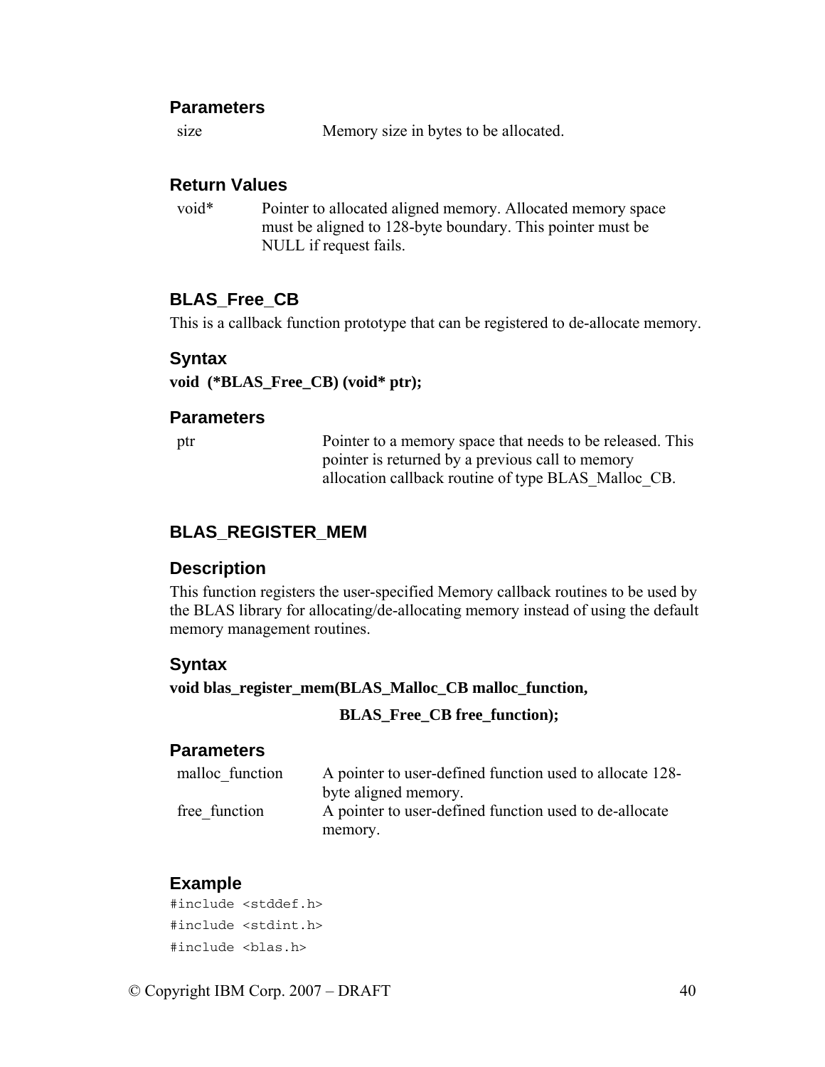### Parameters

| | |
|---|---|
| size | Memory size in bytes to be allocated. |

### Return Values

| | |
|---|---|
| void* | Pointer to allocated aligned memory. Allocated memory space must be aligned to 128-byte boundary. This pointer must be NULL if request fails. |

## BLAS_Free_CB

This is a callback function prototype that can be registered to de-allocate memory.

### Syntax

**void (*BLAS_Free_CB) (void* ptr);**

### Parameters

| | |
|---|---|
| ptr | Pointer to a memory space that needs to be released. This pointer is returned by a previous call to memory allocation callback routine of type BLAS_Malloc_CB. |

## BLAS_REGISTER_MEM

### Description

This function registers the user-specified Memory callback routines to be used by the BLAS library for allocating/de-allocating memory instead of using the default memory management routines.

### Syntax

**void blas_register_mem(BLAS_Malloc_CB malloc_function,**

**BLAS_Free_CB free_function);**

### Parameters

| | |
|---|---|
| malloc_function | A pointer to user-defined function used to allocate 128-byte aligned memory. |
| free_function | A pointer to user-defined function used to de-allocate memory. |

### Example

```
#include <stddef.h>
#include <stdint.h>
#include <blas.h>
```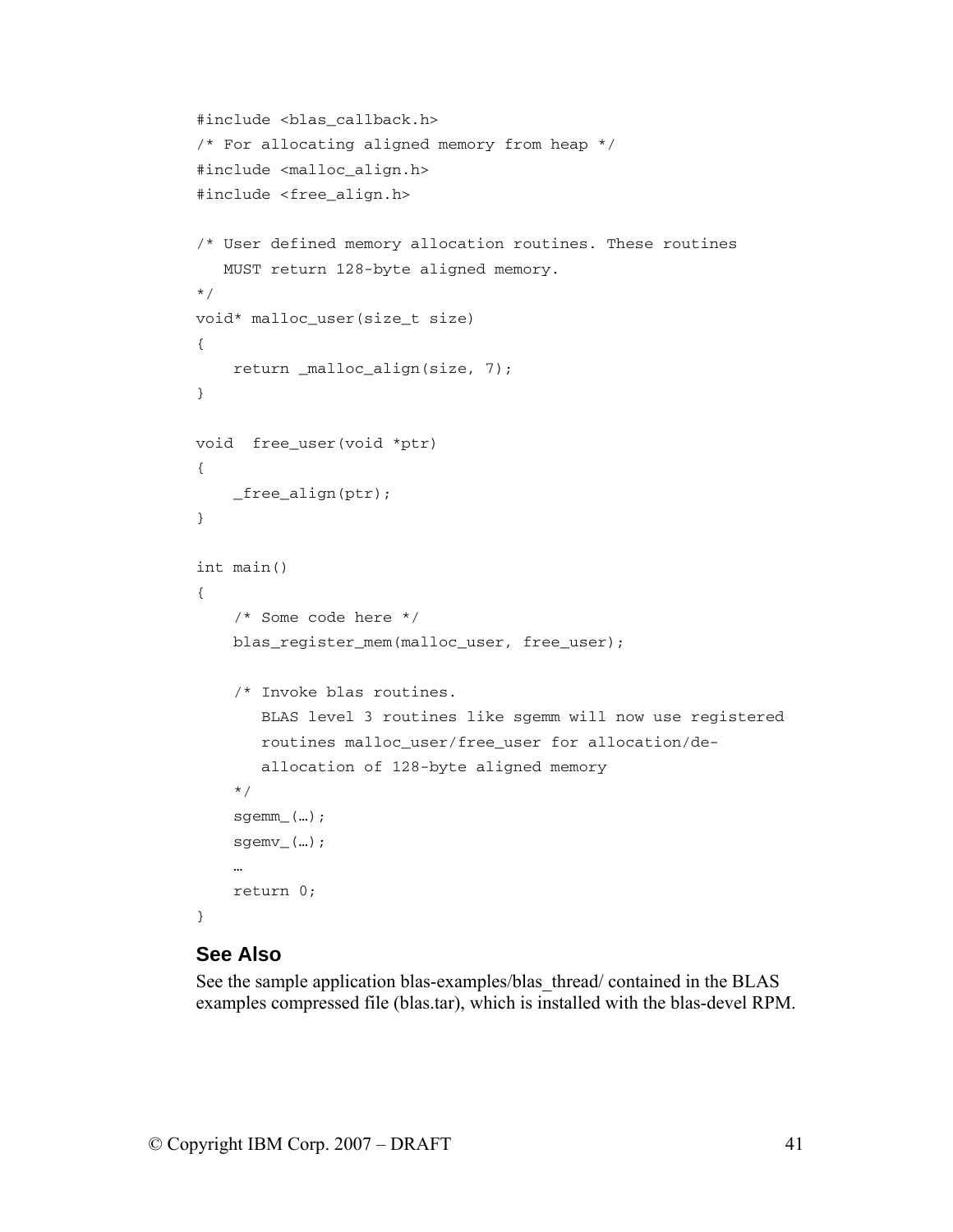```
#include <blas_callback.h>
/* For allocating aligned memory from heap */
#include <malloc_align.h>
#include <free_align.h>

/* User defined memory allocation routines. These routines
   MUST return 128-byte aligned memory.
*/
void* malloc_user(size_t size)
{
    return _malloc_align(size, 7);
}

void  free_user(void *ptr)
{
    _free_align(ptr);
}

int main()
{
    /* Some code here */
    blas_register_mem(malloc_user, free_user);

    /* Invoke blas routines.
       BLAS level 3 routines like sgemm will now use registered
       routines malloc_user/free_user for allocation/de-
       allocation of 128-byte aligned memory
    */
    sgemm_(…);
    sgemv_(…);
    …
    return 0;
}
```

### See Also

See the sample application blas-examples/blas_thread/ contained in the BLAS examples compressed file (blas.tar), which is installed with the blas-devel RPM.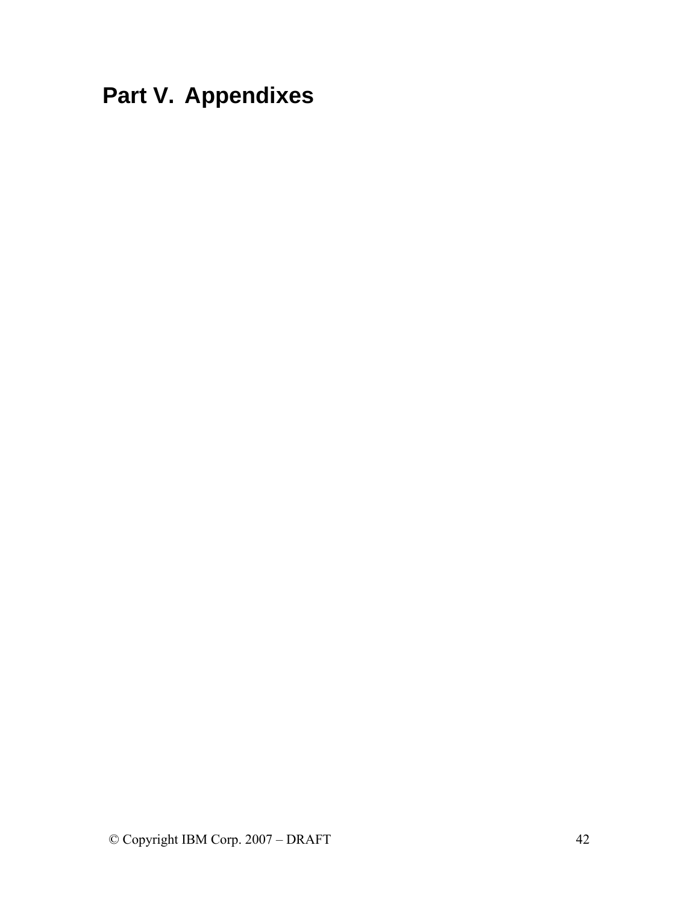# Part V. Appendixes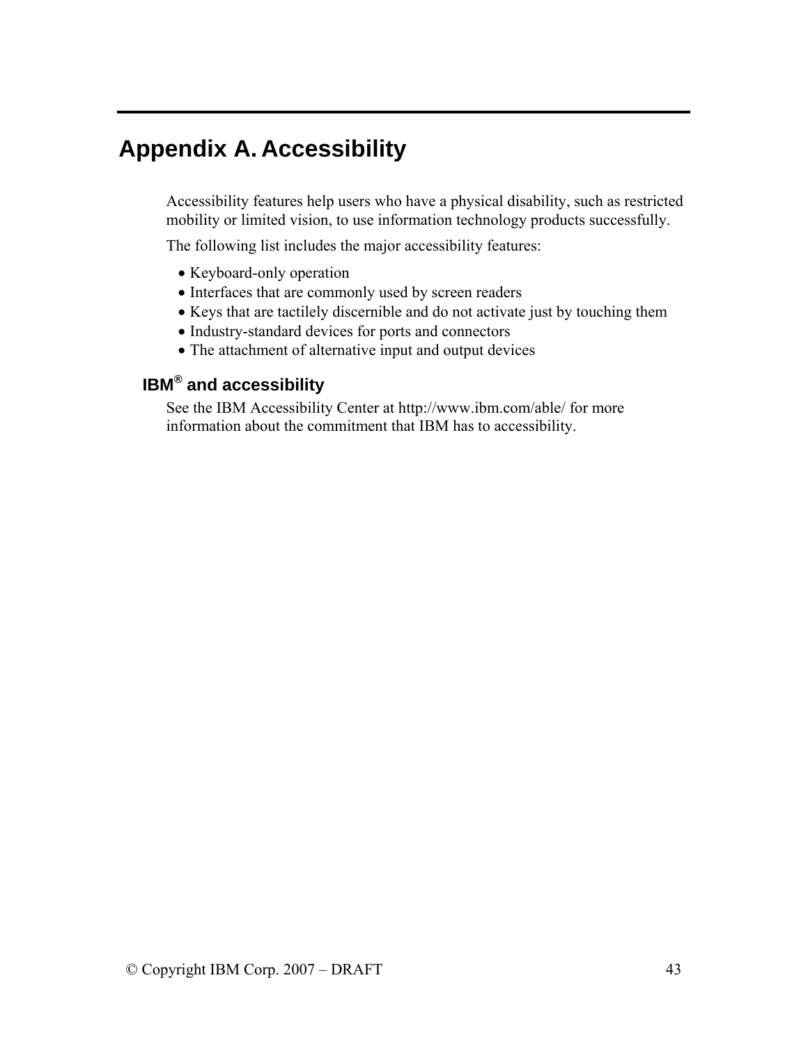# Appendix A. Accessibility

Accessibility features help users who have a physical disability, such as restricted mobility or limited vision, to use information technology products successfully.

The following list includes the major accessibility features:

- Keyboard-only operation
- Interfaces that are commonly used by screen readers
- Keys that are tactilely discernible and do not activate just by touching them
- Industry-standard devices for ports and connectors
- The attachment of alternative input and output devices

## IBM® and accessibility

See the IBM Accessibility Center at http://www.ibm.com/able/ for more information about the commitment that IBM has to accessibility.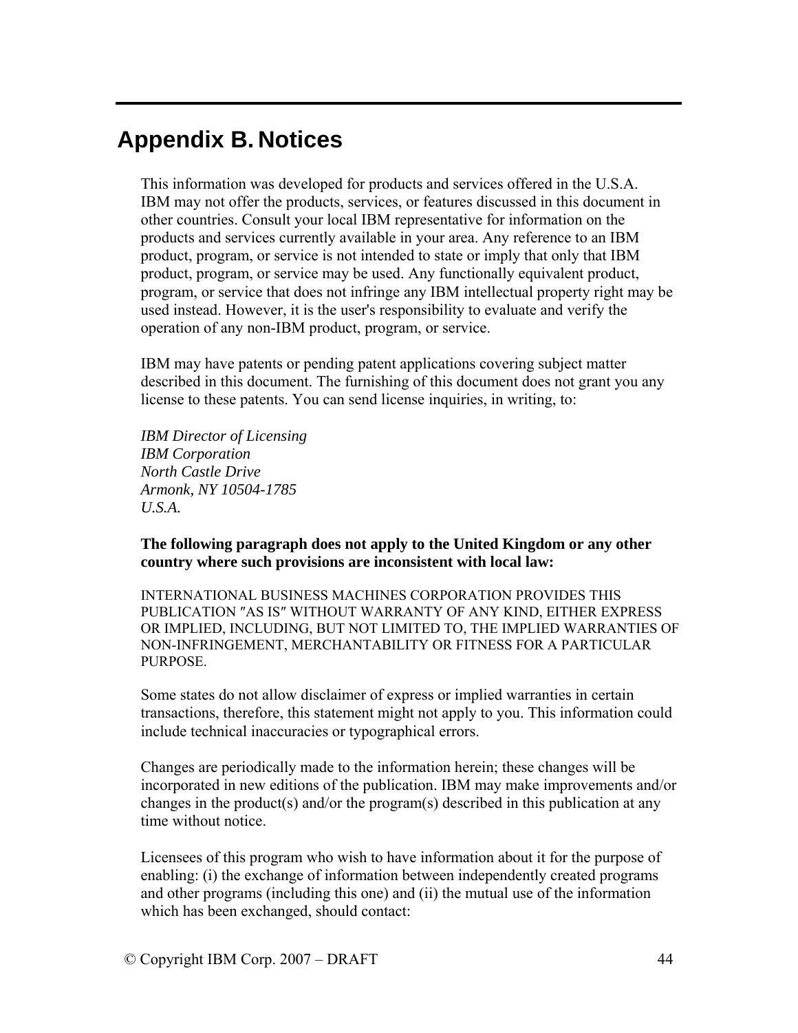# Appendix B. Notices

This information was developed for products and services offered in the U.S.A. IBM may not offer the products, services, or features discussed in this document in other countries. Consult your local IBM representative for information on the products and services currently available in your area. Any reference to an IBM product, program, or service is not intended to state or imply that only that IBM product, program, or service may be used. Any functionally equivalent product, program, or service that does not infringe any IBM intellectual property right may be used instead. However, it is the user's responsibility to evaluate and verify the operation of any non-IBM product, program, or service.

IBM may have patents or pending patent applications covering subject matter described in this document. The furnishing of this document does not grant you any license to these patents. You can send license inquiries, in writing, to:

*IBM Director of Licensing*
*IBM Corporation*
*North Castle Drive*
*Armonk, NY 10504-1785*
*U.S.A.*

**The following paragraph does not apply to the United Kingdom or any other country where such provisions are inconsistent with local law:**

INTERNATIONAL BUSINESS MACHINES CORPORATION PROVIDES THIS PUBLICATION ″AS IS″ WITHOUT WARRANTY OF ANY KIND, EITHER EXPRESS OR IMPLIED, INCLUDING, BUT NOT LIMITED TO, THE IMPLIED WARRANTIES OF NON-INFRINGEMENT, MERCHANTABILITY OR FITNESS FOR A PARTICULAR PURPOSE.

Some states do not allow disclaimer of express or implied warranties in certain transactions, therefore, this statement might not apply to you. This information could include technical inaccuracies or typographical errors.

Changes are periodically made to the information herein; these changes will be incorporated in new editions of the publication. IBM may make improvements and/or changes in the product(s) and/or the program(s) described in this publication at any time without notice.

Licensees of this program who wish to have information about it for the purpose of enabling: (i) the exchange of information between independently created programs and other programs (including this one) and (ii) the mutual use of the information which has been exchanged, should contact:

© Copyright IBM Corp. 2007 – DRAFT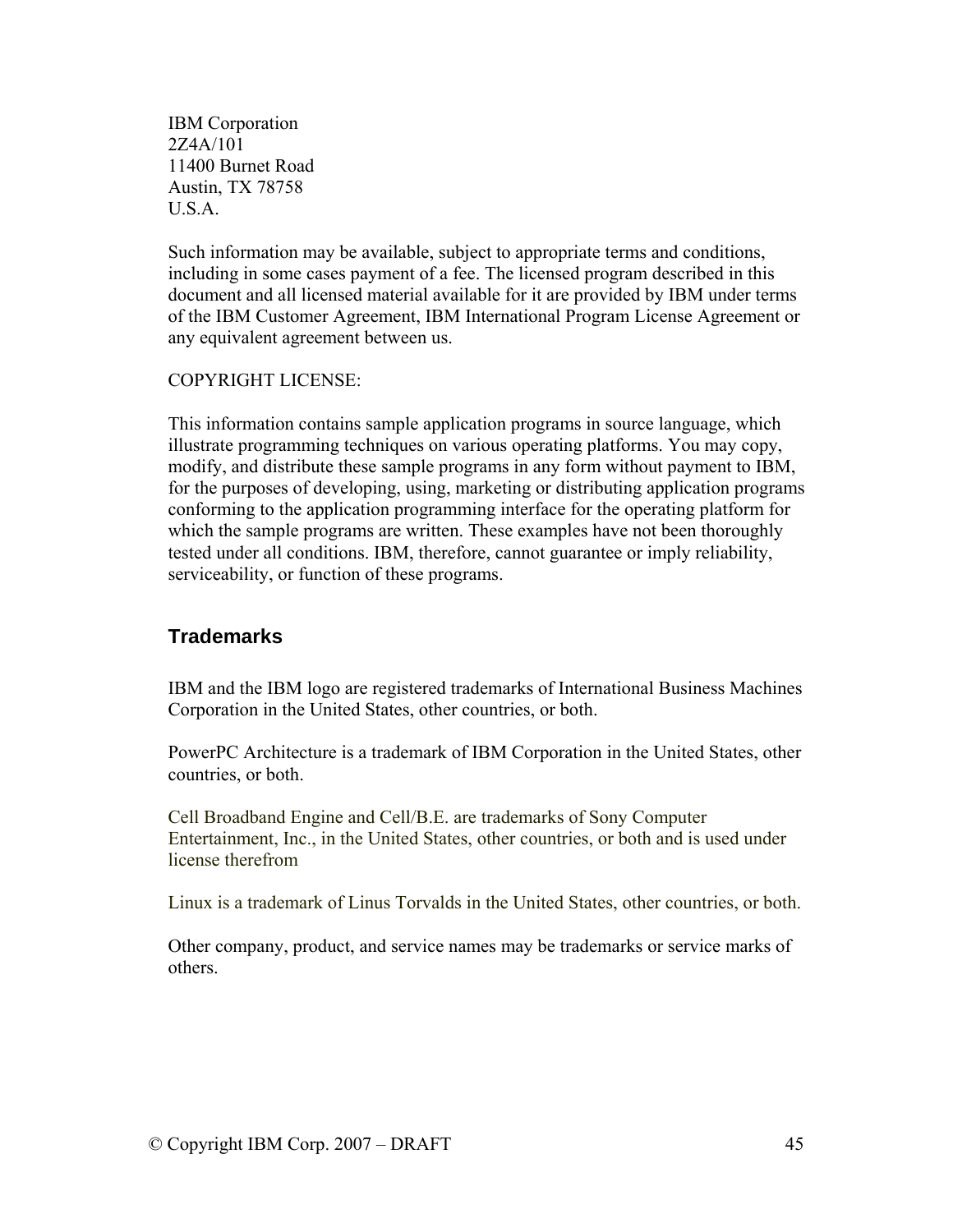IBM Corporation
2Z4A/101
11400 Burnet Road
Austin, TX 78758
U.S.A.

Such information may be available, subject to appropriate terms and conditions, including in some cases payment of a fee. The licensed program described in this document and all licensed material available for it are provided by IBM under terms of the IBM Customer Agreement, IBM International Program License Agreement or any equivalent agreement between us.

COPYRIGHT LICENSE:

This information contains sample application programs in source language, which illustrate programming techniques on various operating platforms. You may copy, modify, and distribute these sample programs in any form without payment to IBM, for the purposes of developing, using, marketing or distributing application programs conforming to the application programming interface for the operating platform for which the sample programs are written. These examples have not been thoroughly tested under all conditions. IBM, therefore, cannot guarantee or imply reliability, serviceability, or function of these programs.

## Trademarks

IBM and the IBM logo are registered trademarks of International Business Machines Corporation in the United States, other countries, or both.

PowerPC Architecture is a trademark of IBM Corporation in the United States, other countries, or both.

Cell Broadband Engine and Cell/B.E. are trademarks of Sony Computer Entertainment, Inc., in the United States, other countries, or both and is used under license therefrom

Linux is a trademark of Linus Torvalds in the United States, other countries, or both.

Other company, product, and service names may be trademarks or service marks of others.